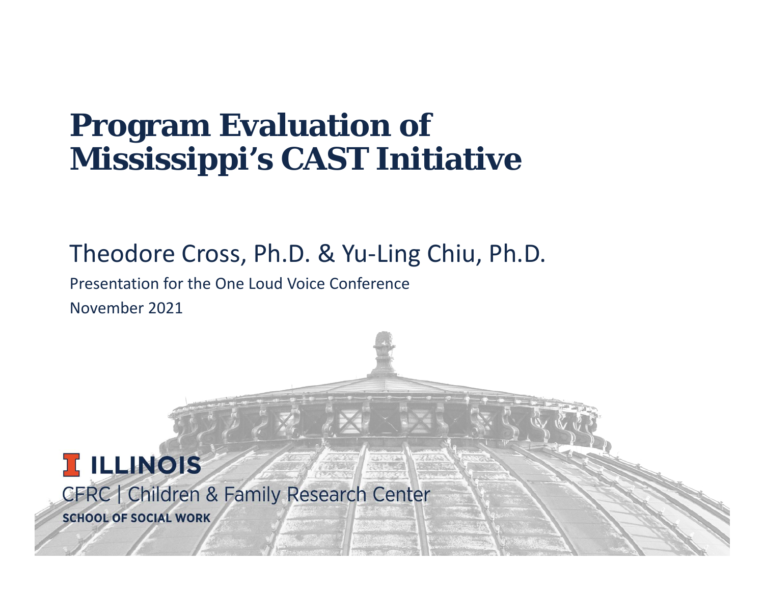# Program Evaluation of Mississippi's CAST Initiative

Theodore Cross, Ph.D. & Yu-Ling Chiu, Ph.D.

Presentation for the One Loud Voice Conference

November 2021

ILLINOIS

CFRC | Children & Family Research Center

SCHOOL OF SOCIAL WORK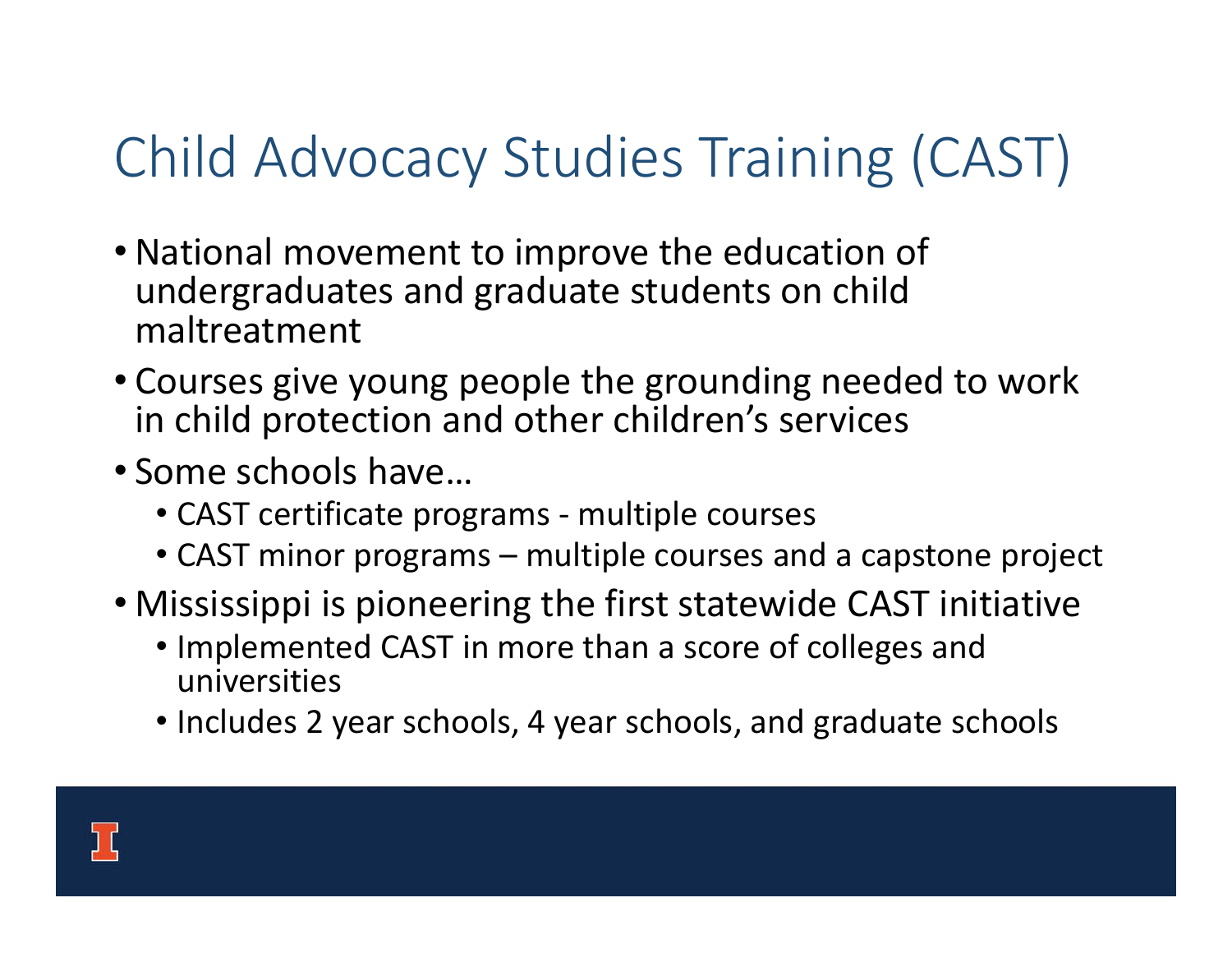# Child Advocacy Studies Training (CAST)

- National movement to improve the education of undergraduates and graduate students on child maltreatment
- Courses give young people the grounding needed to work in child protection and other children's services
- Some schools have…
  - CAST certificate programs - multiple courses
  - CAST minor programs – multiple courses and a capstone project
- Mississippi is pioneering the first statewide CAST initiative
  - Implemented CAST in more than a score of colleges and universities
  - Includes 2 year schools, 4 year schools, and graduate schools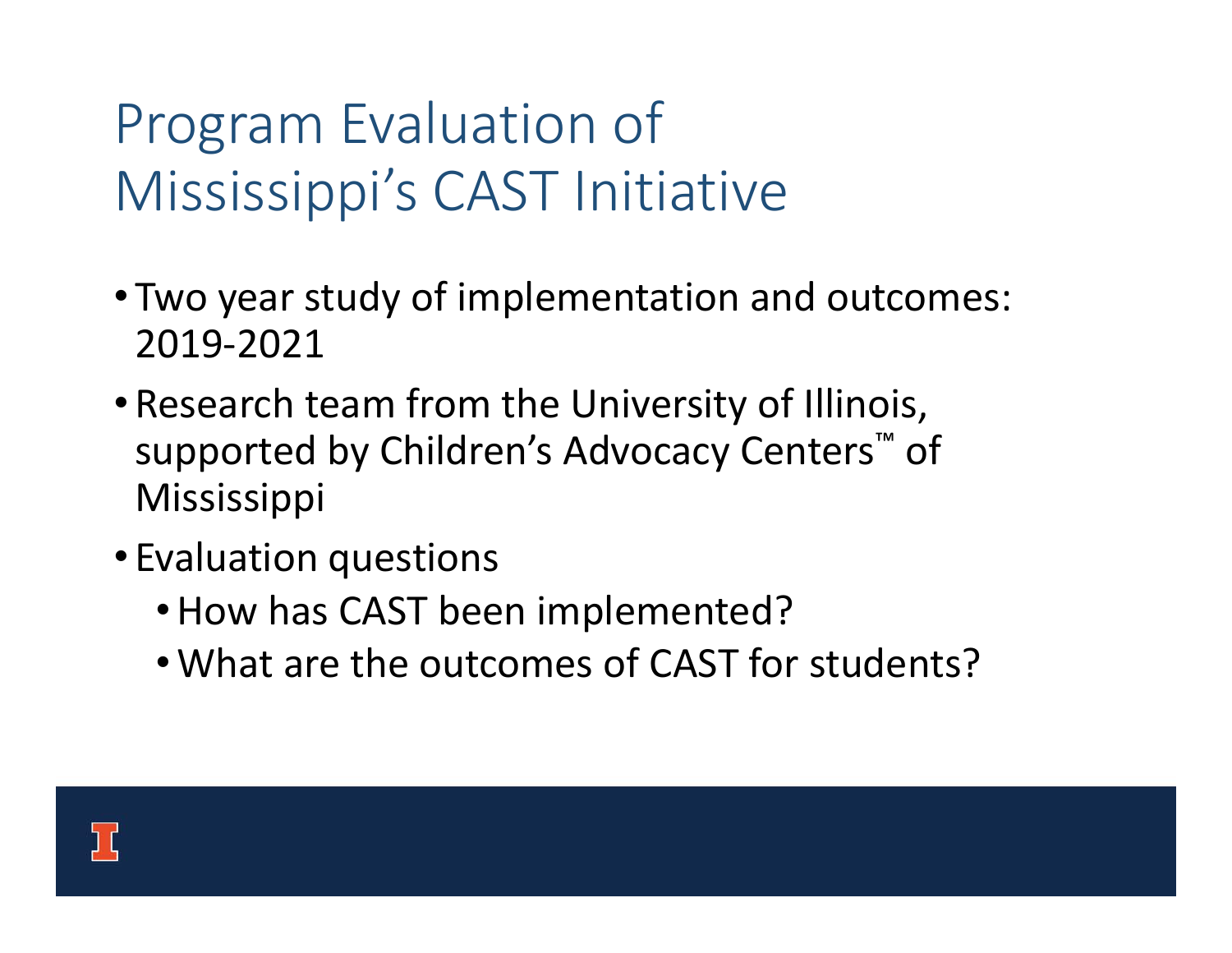# Program Evaluation of Mississippi's CAST Initiative

- Two year study of implementation and outcomes: 2019-2021
- Research team from the University of Illinois, supported by Children's Advocacy Centers™ of Mississippi
- Evaluation questions
  - How has CAST been implemented?
  - What are the outcomes of CAST for students?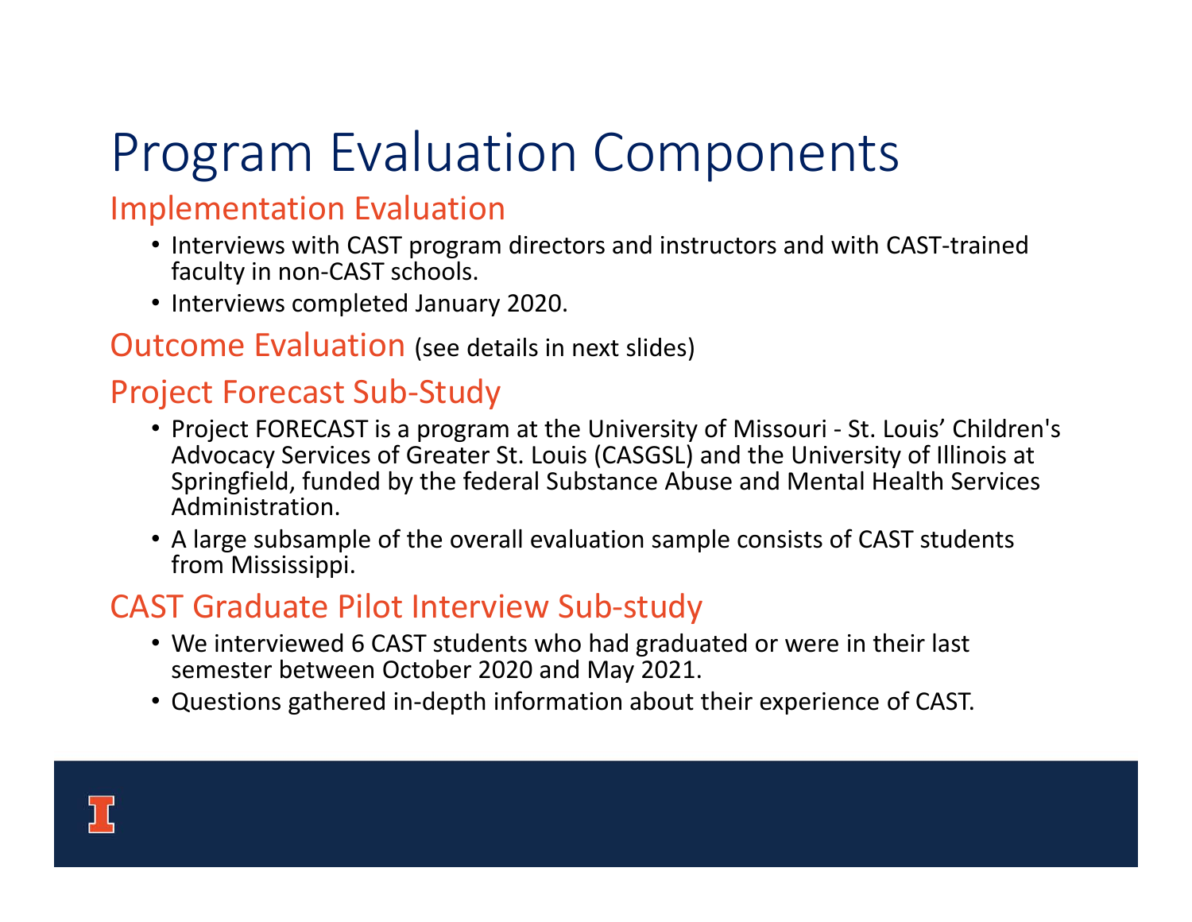# Program Evaluation Components

## Implementation Evaluation

- Interviews with CAST program directors and instructors and with CAST-trained faculty in non-CAST schools.
- Interviews completed January 2020.

## Outcome Evaluation (see details in next slides)

## Project Forecast Sub-Study

- Project FORECAST is a program at the University of Missouri - St. Louis' Children's Advocacy Services of Greater St. Louis (CASGSL) and the University of Illinois at Springfield, funded by the federal Substance Abuse and Mental Health Services Administration.
- A large subsample of the overall evaluation sample consists of CAST students from Mississippi.

## CAST Graduate Pilot Interview Sub-study

- We interviewed 6 CAST students who had graduated or were in their last semester between October 2020 and May 2021.
- Questions gathered in-depth information about their experience of CAST.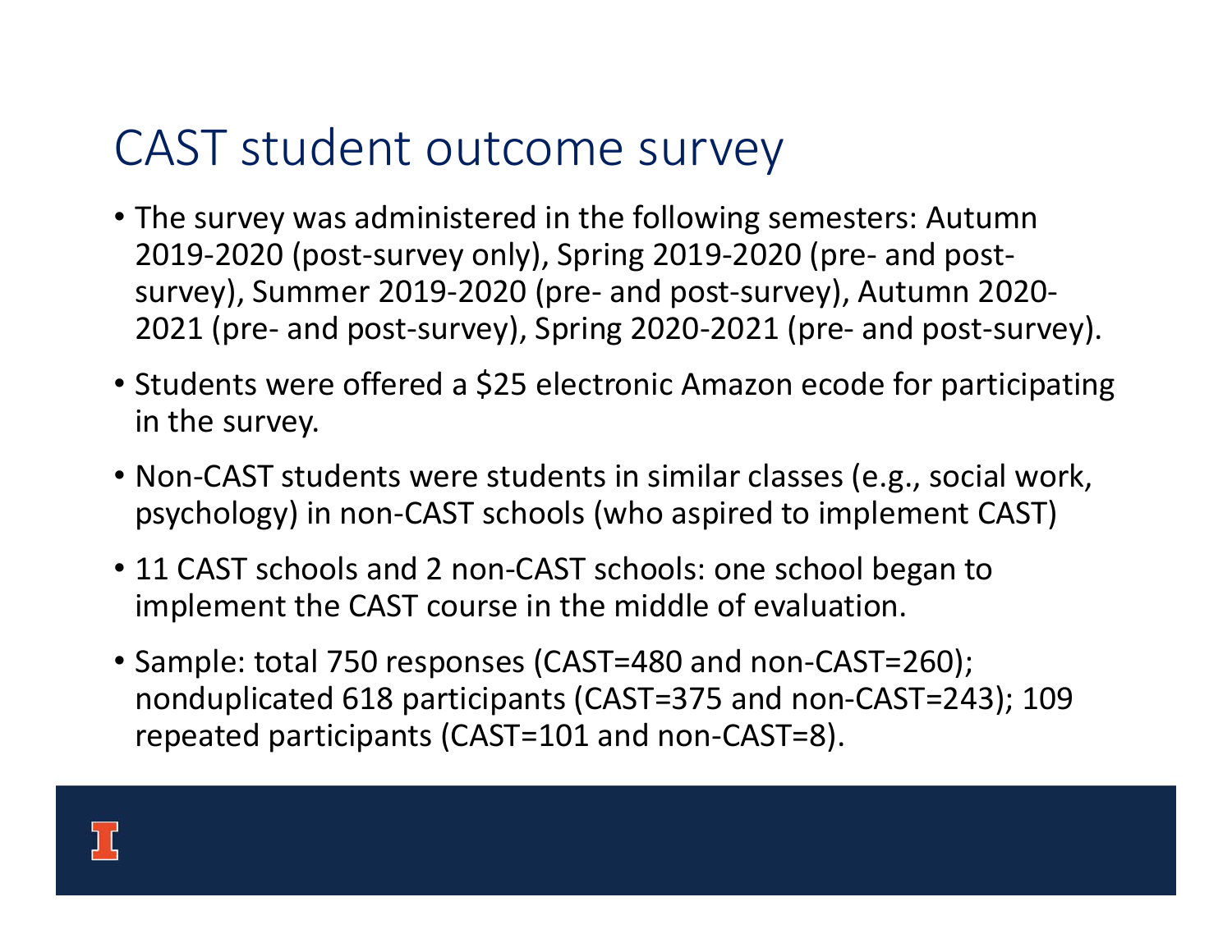# CAST student outcome survey

- The survey was administered in the following semesters: Autumn 2019-2020 (post-survey only), Spring 2019-2020 (pre- and post-survey), Summer 2019-2020 (pre- and post-survey), Autumn 2020-2021 (pre- and post-survey), Spring 2020-2021 (pre- and post-survey).
- Students were offered a $25 electronic Amazon ecode for participating in the survey.
- Non-CAST students were students in similar classes (e.g., social work, psychology) in non-CAST schools (who aspired to implement CAST)
- 11 CAST schools and 2 non-CAST schools: one school began to implement the CAST course in the middle of evaluation.
- Sample: total 750 responses (CAST=480 and non-CAST=260); nonduplicated 618 participants (CAST=375 and non-CAST=243); 109 repeated participants (CAST=101 and non-CAST=8).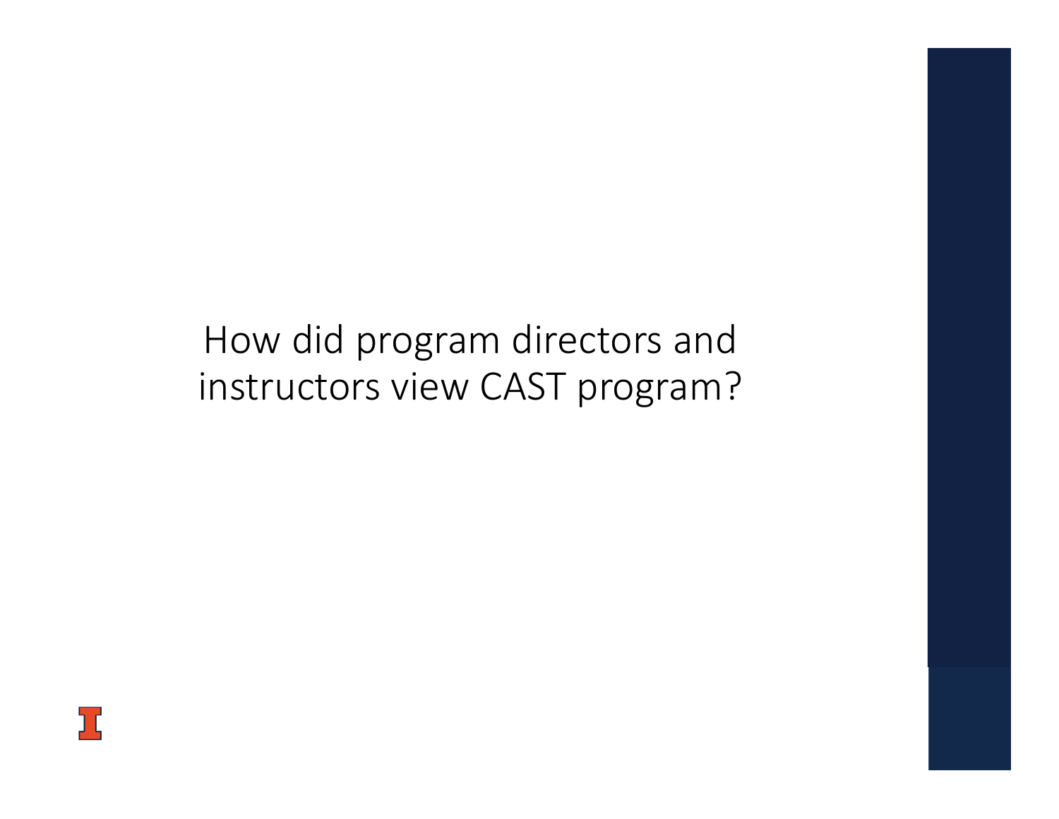# How did program directors and instructors view CAST program?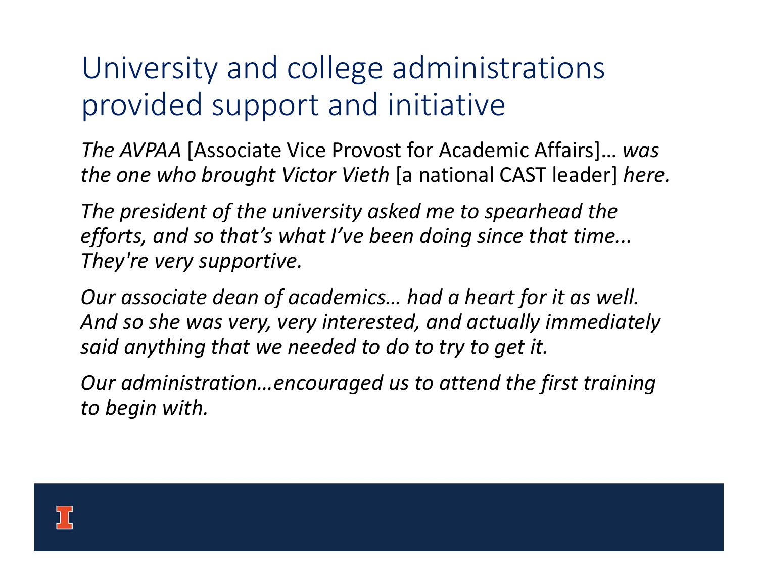# University and college administrations provided support and initiative

*The AVPAA* [Associate Vice Provost for Academic Affairs]… *was the one who brought Victor Vieth* [a national CAST leader] *here.*

*The president of the university asked me to spearhead the efforts, and so that's what I've been doing since that time... They're very supportive.*

*Our associate dean of academics… had a heart for it as well. And so she was very, very interested, and actually immediately said anything that we needed to do to try to get it.*

*Our administration…encouraged us to attend the first training to begin with.*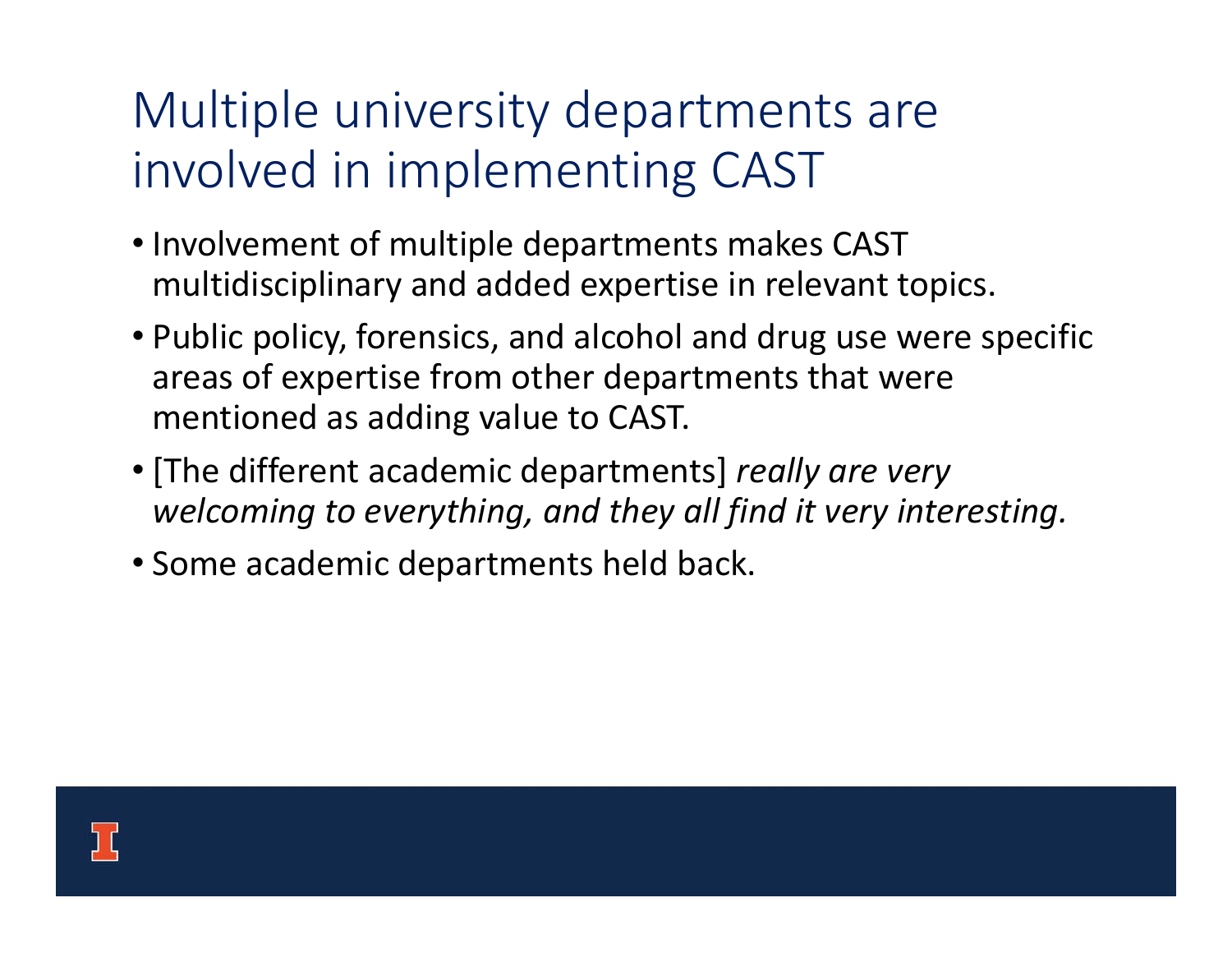# Multiple university departments are involved in implementing CAST

- Involvement of multiple departments makes CAST multidisciplinary and added expertise in relevant topics.
- Public policy, forensics, and alcohol and drug use were specific areas of expertise from other departments that were mentioned as adding value to CAST.
- [The different academic departments] *really are very welcoming to everything, and they all find it very interesting.*
- Some academic departments held back.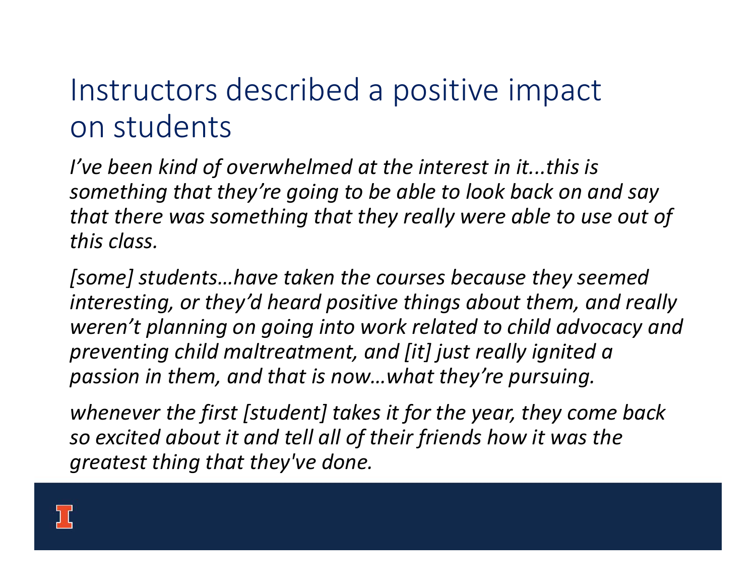# Instructors described a positive impact on students

*I've been kind of overwhelmed at the interest in it...this is something that they're going to be able to look back on and say that there was something that they really were able to use out of this class.*

*[some] students…have taken the courses because they seemed interesting, or they'd heard positive things about them, and really weren't planning on going into work related to child advocacy and preventing child maltreatment, and [it] just really ignited a passion in them, and that is now…what they're pursuing.*

*whenever the first [student] takes it for the year, they come back so excited about it and tell all of their friends how it was the greatest thing that they've done.*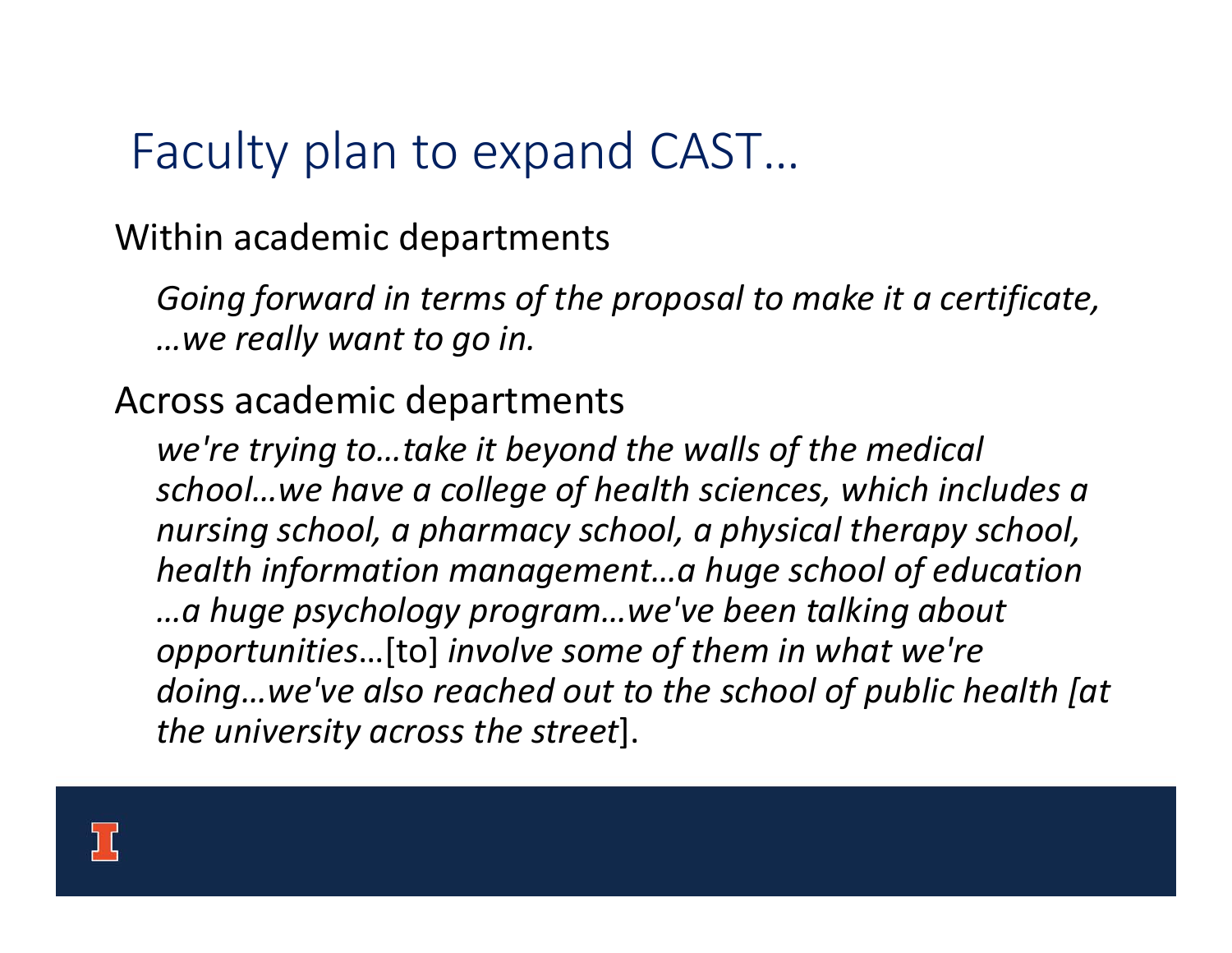# Faculty plan to expand CAST…

Within academic departments

> *Going forward in terms of the proposal to make it a certificate, …we really want to go in.*

Across academic departments

> *we're trying to…take it beyond the walls of the medical school…we have a college of health sciences, which includes a nursing school, a pharmacy school, a physical therapy school, health information management…a huge school of education …a huge psychology program…we've been talking about opportunities*…[to] *involve some of them in what we're doing…we've also reached out to the school of public health [at the university across the street*].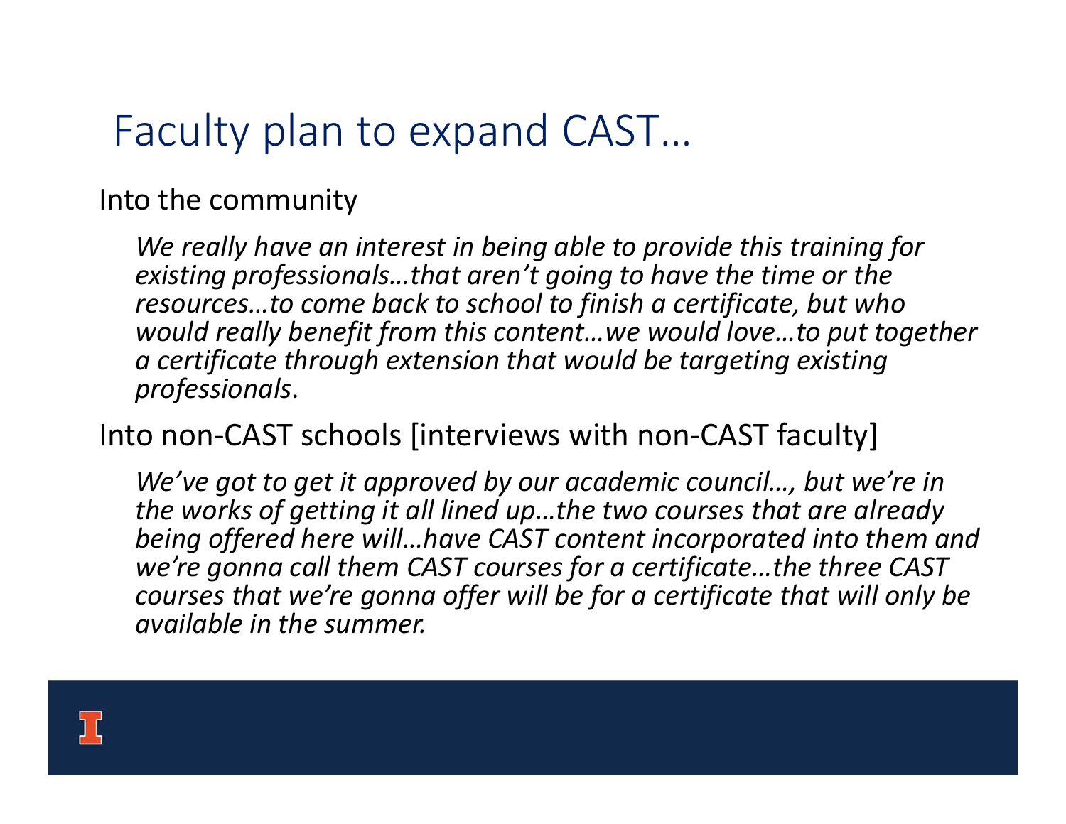# Faculty plan to expand CAST…

Into the community

> *We really have an interest in being able to provide this training for existing professionals…that aren't going to have the time or the resources…to come back to school to finish a certificate, but who would really benefit from this content…we would love…to put together a certificate through extension that would be targeting existing professionals*.

Into non-CAST schools [interviews with non-CAST faculty]

> *We've got to get it approved by our academic council…, but we're in the works of getting it all lined up…the two courses that are already being offered here will…have CAST content incorporated into them and we're gonna call them CAST courses for a certificate…the three CAST courses that we're gonna offer will be for a certificate that will only be available in the summer.*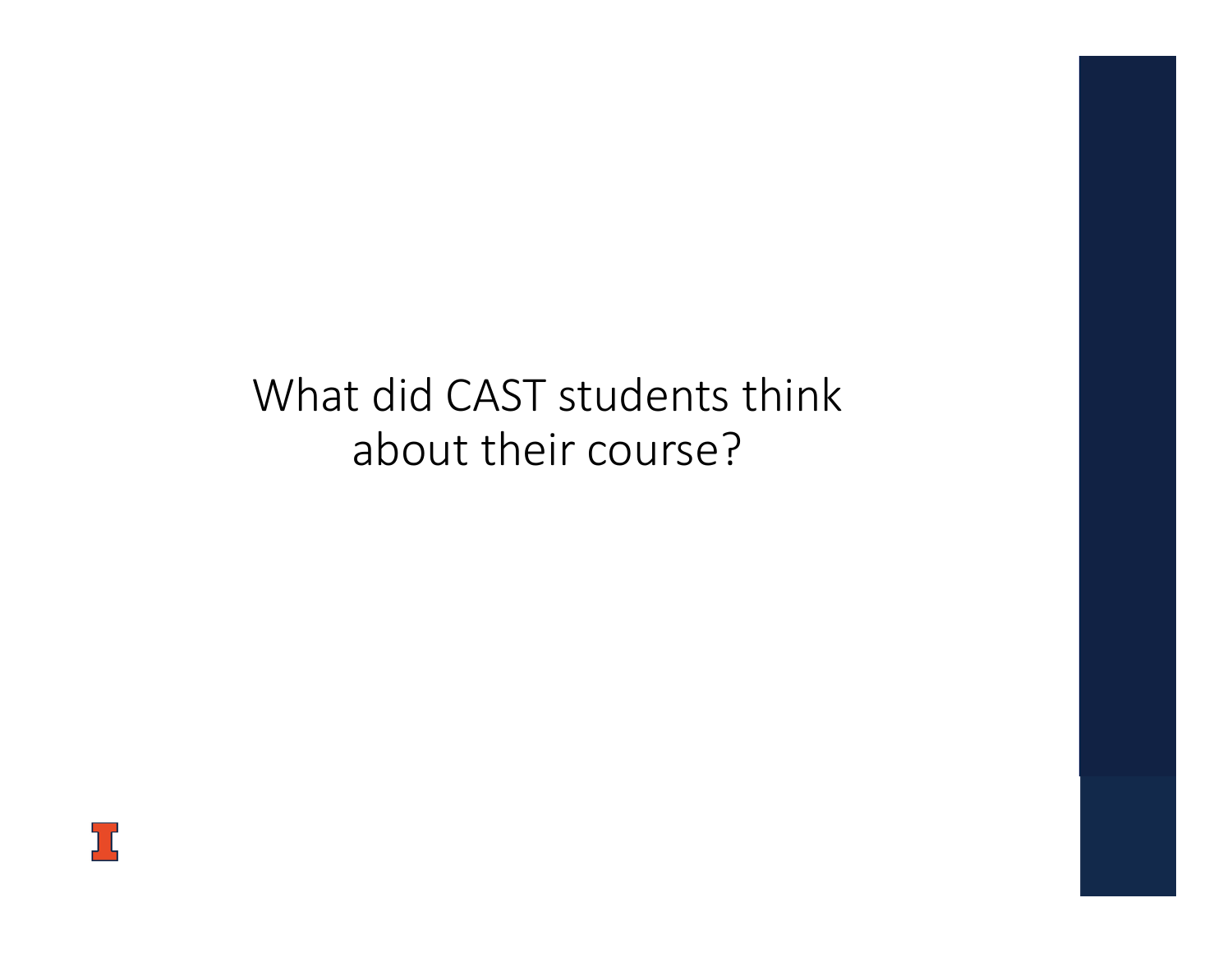# What did CAST students think about their course?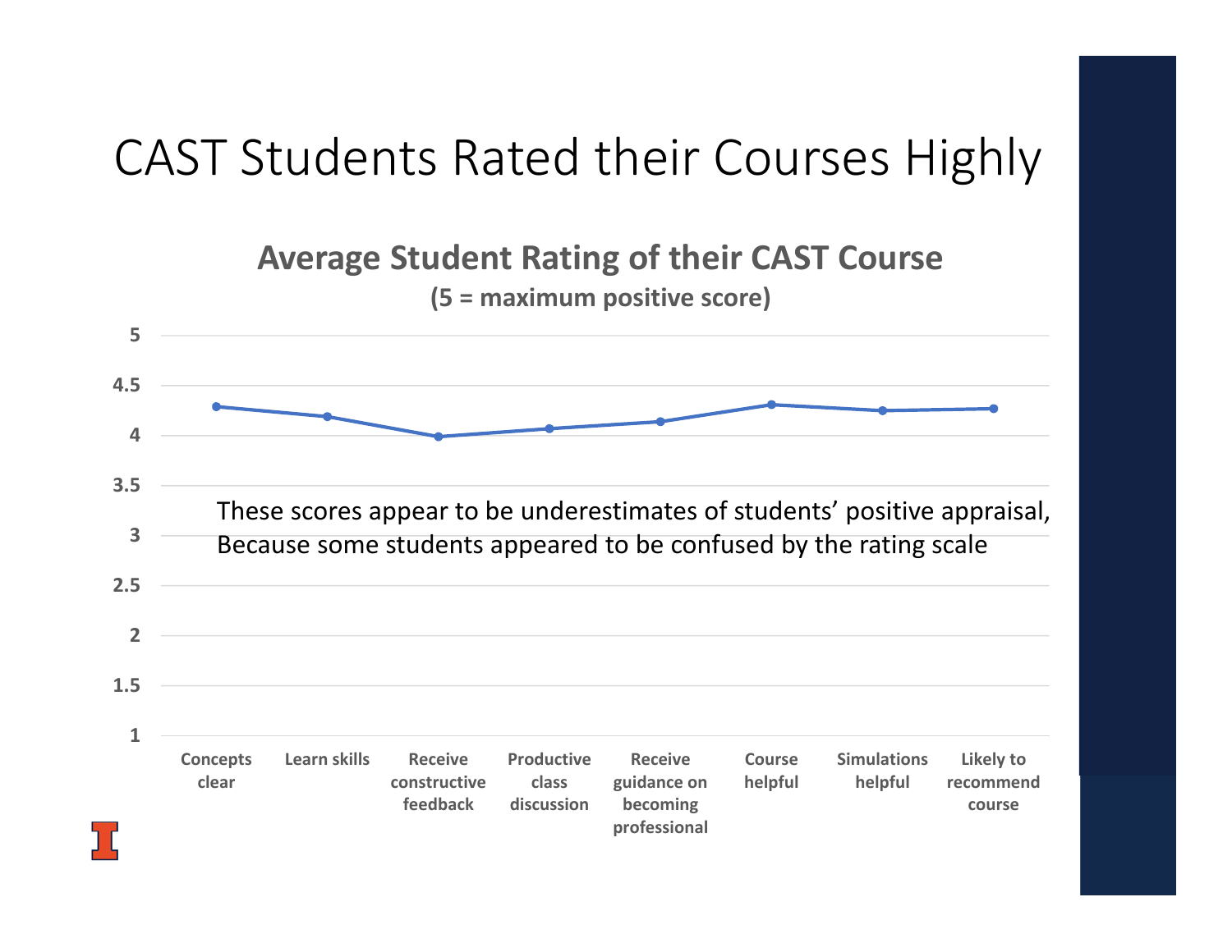# CAST Students Rated their Courses Highly

**Average Student Rating of their CAST Course**

**(5 = maximum positive score)**

| Item | Average rating (approx.) |
| --- | --- |
| Concepts clear | 4.29 |
| Learn skills | 4.19 |
| Receive constructive feedback | 3.99 |
| Productive class discussion | 4.07 |
| Receive guidance on becoming professional | 4.14 |
| Course helpful | 4.31 |
| Simulations helpful | 4.25 |
| Likely to recommend course | 4.27 |

These scores appear to be underestimates of students' positive appraisal, Because some students appeared to be confused by the rating scale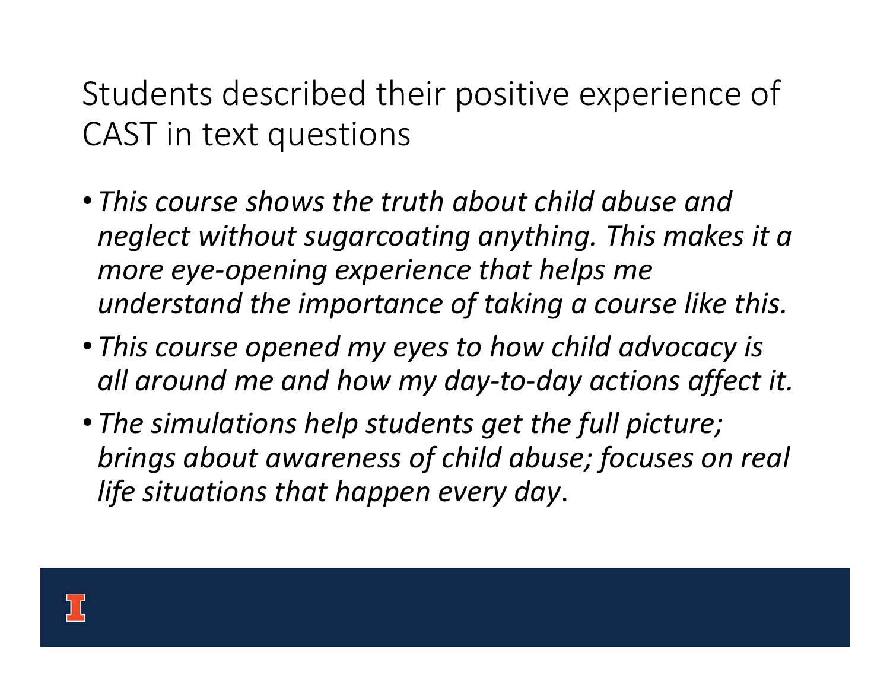# Students described their positive experience of CAST in text questions

- *This course shows the truth about child abuse and neglect without sugarcoating anything. This makes it a more eye-opening experience that helps me understand the importance of taking a course like this.*
- *This course opened my eyes to how child advocacy is all around me and how my day-to-day actions affect it.*
- *The simulations help students get the full picture; brings about awareness of child abuse; focuses on real life situations that happen every day*.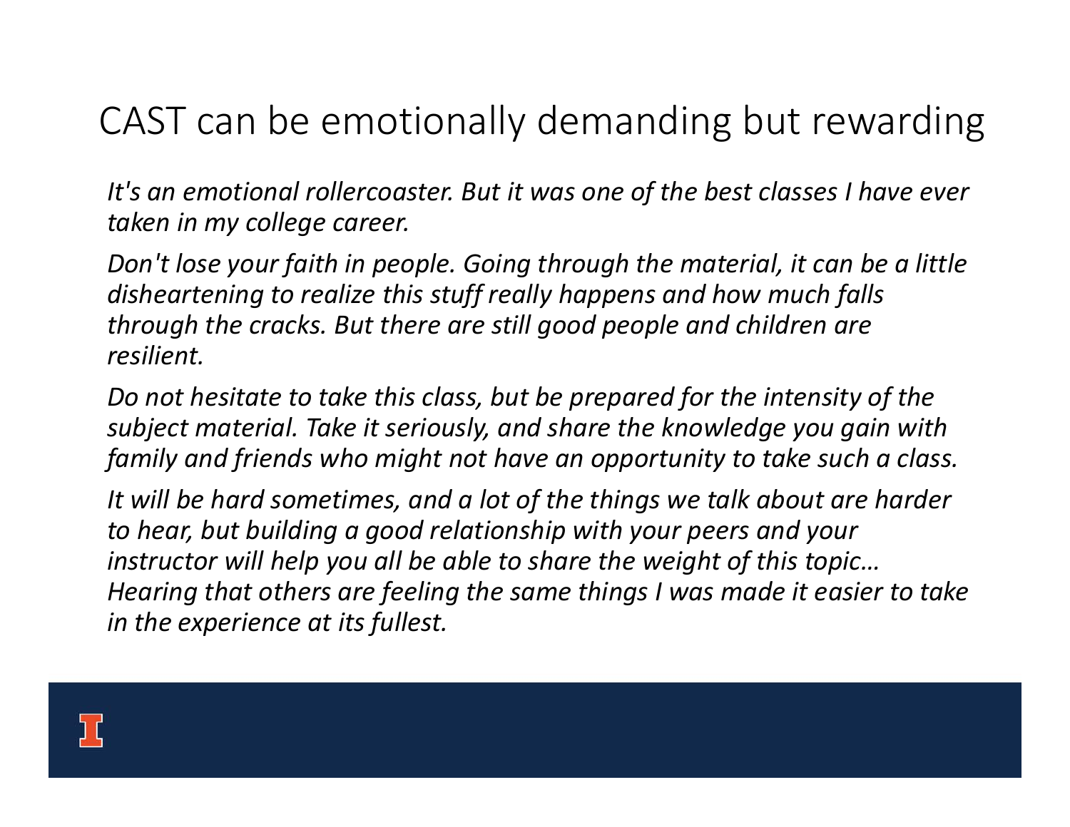# CAST can be emotionally demanding but rewarding

*It's an emotional rollercoaster. But it was one of the best classes I have ever taken in my college career.*

*Don't lose your faith in people. Going through the material, it can be a little disheartening to realize this stuff really happens and how much falls through the cracks. But there are still good people and children are resilient.*

*Do not hesitate to take this class, but be prepared for the intensity of the subject material. Take it seriously, and share the knowledge you gain with family and friends who might not have an opportunity to take such a class.*

*It will be hard sometimes, and a lot of the things we talk about are harder to hear, but building a good relationship with your peers and your instructor will help you all be able to share the weight of this topic… Hearing that others are feeling the same things I was made it easier to take in the experience at its fullest.*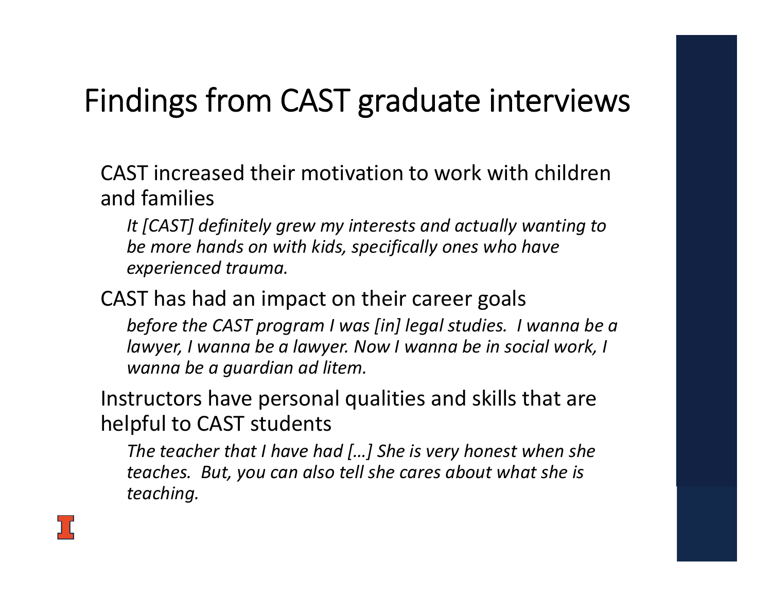# Findings from CAST graduate interviews

CAST increased their motivation to work with children and families

*It [CAST] definitely grew my interests and actually wanting to be more hands on with kids, specifically ones who have experienced trauma.*

CAST has had an impact on their career goals

*before the CAST program I was [in] legal studies. I wanna be a lawyer, I wanna be a lawyer. Now I wanna be in social work, I wanna be a guardian ad litem.*

Instructors have personal qualities and skills that are helpful to CAST students

*The teacher that I have had […] She is very honest when she teaches. But, you can also tell she cares about what she is teaching.*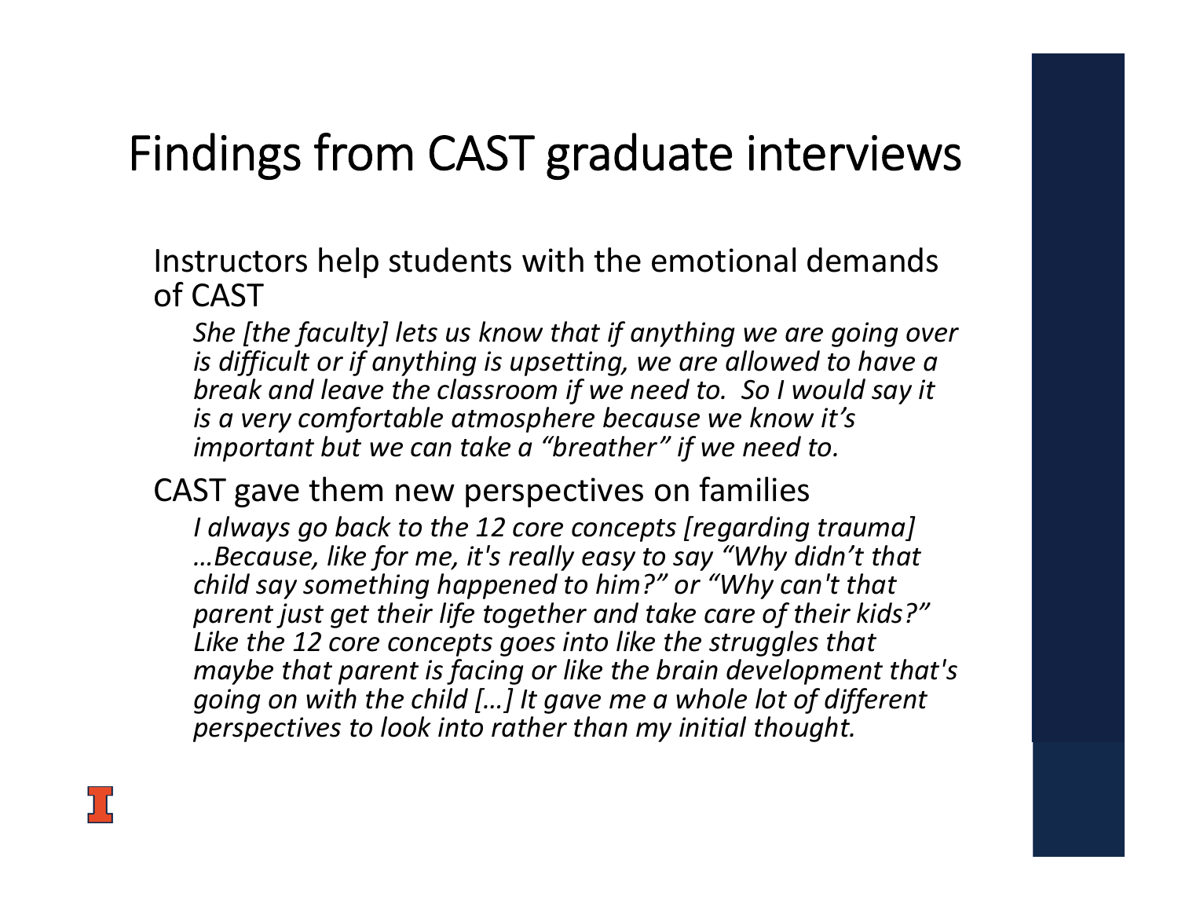# Findings from CAST graduate interviews

Instructors help students with the emotional demands of CAST

*She [the faculty] lets us know that if anything we are going over is difficult or if anything is upsetting, we are allowed to have a break and leave the classroom if we need to. So I would say it is a very comfortable atmosphere because we know it's important but we can take a "breather" if we need to.*

CAST gave them new perspectives on families

*I always go back to the 12 core concepts [regarding trauma] …Because, like for me, it's really easy to say "Why didn't that child say something happened to him?" or "Why can't that parent just get their life together and take care of their kids?" Like the 12 core concepts goes into like the struggles that maybe that parent is facing or like the brain development that's going on with the child […] It gave me a whole lot of different perspectives to look into rather than my initial thought.*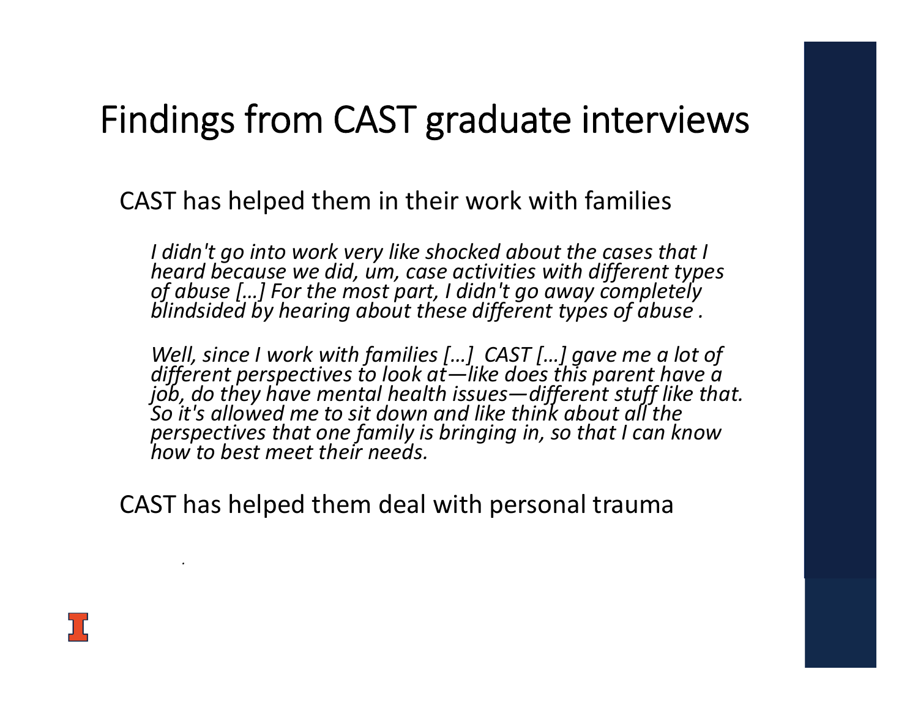# Findings from CAST graduate interviews

CAST has helped them in their work with families

*I didn't go into work very like shocked about the cases that I heard because we did, um, case activities with different types of abuse […] For the most part, I didn't go away completely blindsided by hearing about these different types of abuse .*

*Well, since I work with families […] CAST […] gave me a lot of different perspectives to look at—like does this parent have a job, do they have mental health issues—different stuff like that. So it's allowed me to sit down and like think about all the perspectives that one family is bringing in, so that I can know how to best meet their needs.*

CAST has helped them deal with personal trauma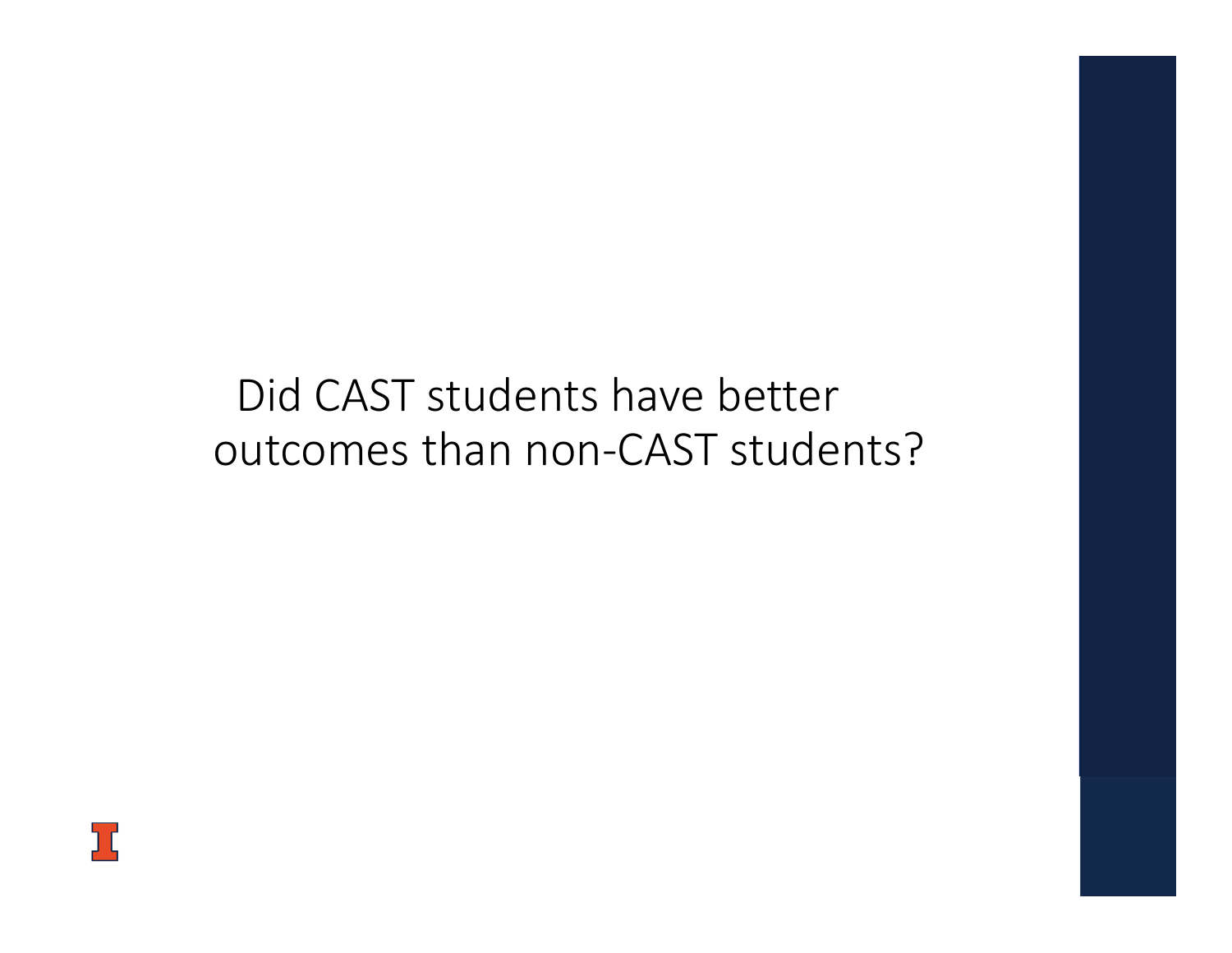## Did CAST students have better outcomes than non-CAST students?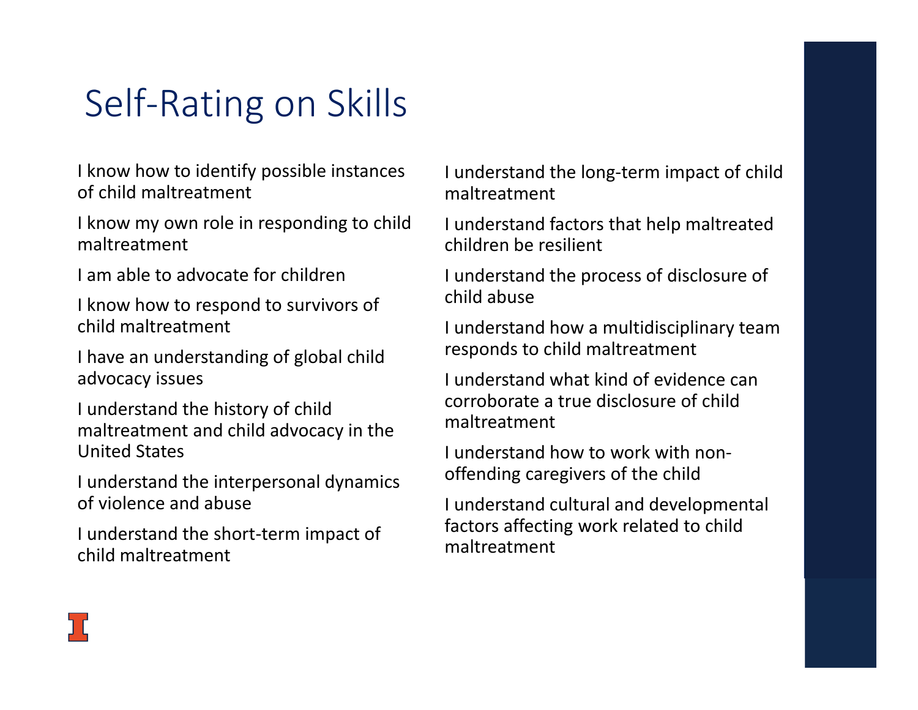# Self-Rating on Skills

I know how to identify possible instances of child maltreatment

I know my own role in responding to child maltreatment

I am able to advocate for children

I know how to respond to survivors of child maltreatment

I have an understanding of global child advocacy issues

I understand the history of child maltreatment and child advocacy in the United States

I understand the interpersonal dynamics of violence and abuse

I understand the short-term impact of child maltreatment

I understand the long-term impact of child maltreatment

I understand factors that help maltreated children be resilient

I understand the process of disclosure of child abuse

I understand how a multidisciplinary team responds to child maltreatment

I understand what kind of evidence can corroborate a true disclosure of child maltreatment

I understand how to work with non-offending caregivers of the child

I understand cultural and developmental factors affecting work related to child maltreatment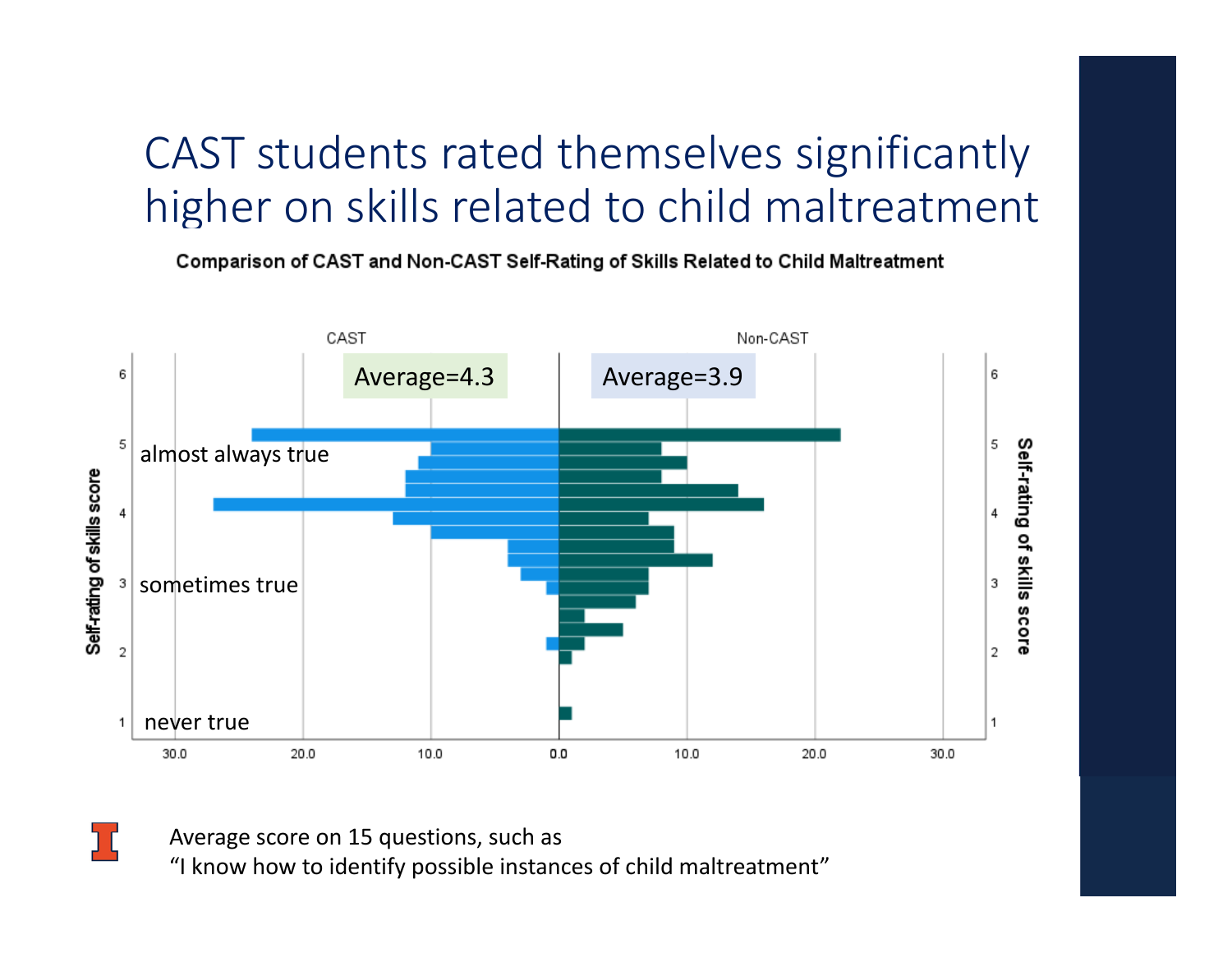# CAST students rated themselves significantly higher on skills related to child maltreatment

**Comparison of CAST and Non-CAST Self-Rating of Skills Related to Child Maltreatment**

| | CAST | Non-CAST |
|---|---|---|
| Average | 4.3 | 3.9 |

Self-rating of skills score: 5 = almost always true; 3 = sometimes true; 1 = never true

Average score on 15 questions, such as
"I know how to identify possible instances of child maltreatment"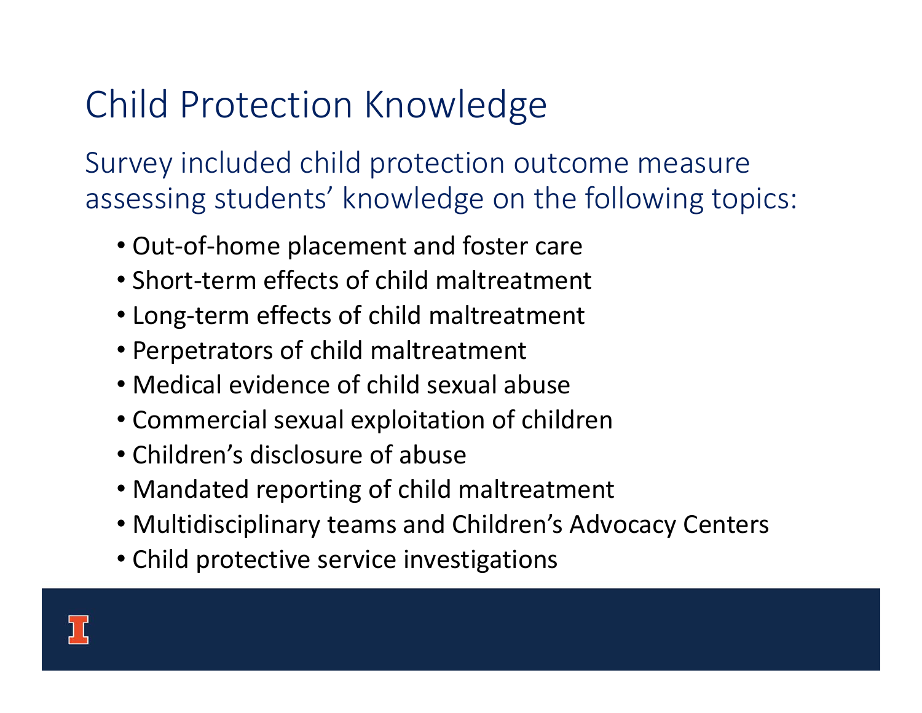# Child Protection Knowledge

Survey included child protection outcome measure assessing students' knowledge on the following topics:

- Out-of-home placement and foster care
- Short-term effects of child maltreatment
- Long-term effects of child maltreatment
- Perpetrators of child maltreatment
- Medical evidence of child sexual abuse
- Commercial sexual exploitation of children
- Children's disclosure of abuse
- Mandated reporting of child maltreatment
- Multidisciplinary teams and Children's Advocacy Centers
- Child protective service investigations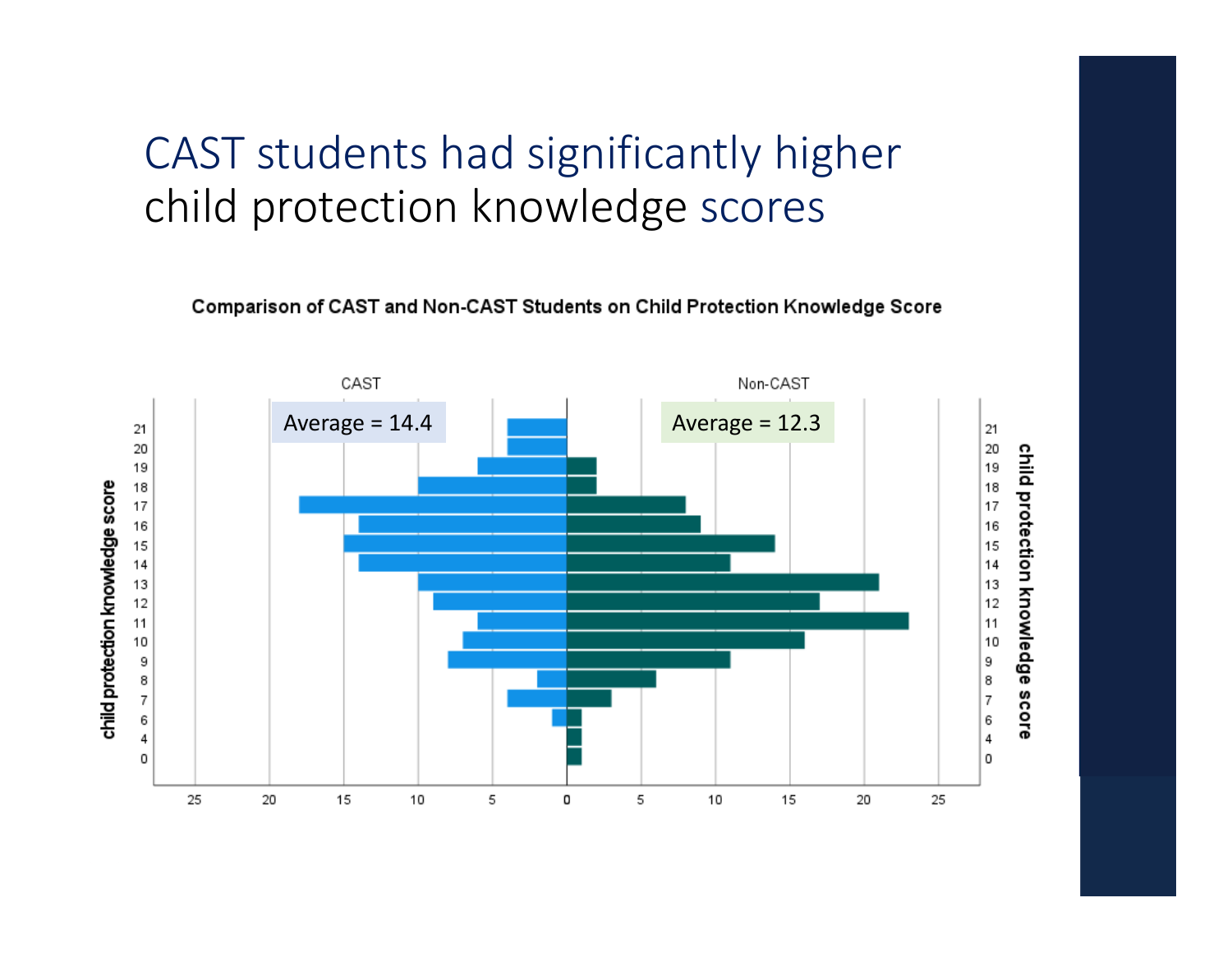# CAST students had significantly higher child protection knowledge scores

**Comparison of CAST and Non-CAST Students on Child Protection Knowledge Score**

| child protection knowledge score | CAST | Non-CAST |
|---|---|---|
| 21 | 4 | |
| 20 | 4 | |
| 19 | 6 | 2 |
| 18 | 10 | 2 |
| 17 | 18 | 8 |
| 16 | 14 | 9 |
| 15 | 15 | 14 |
| 14 | 14 | 11 |
| 13 | 10 | 21 |
| 12 | 9 | 17 |
| 11 | 6 | 23 |
| 10 | 7 | 16 |
| 9 | 8 | 11 |
| 8 | 2 | 6 |
| 7 | 4 | 3 |
| 6 | 1 | 1 |
| 4 | | 1 |
| 0 | | 1 |
| **Average** | **14.4** | **12.3** |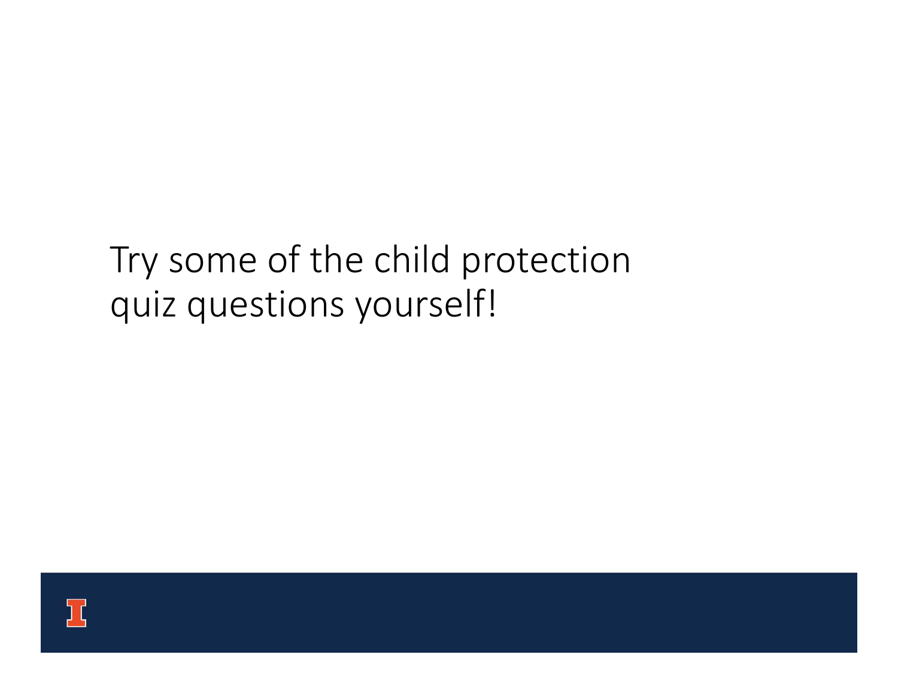Try some of the child protection quiz questions yourself!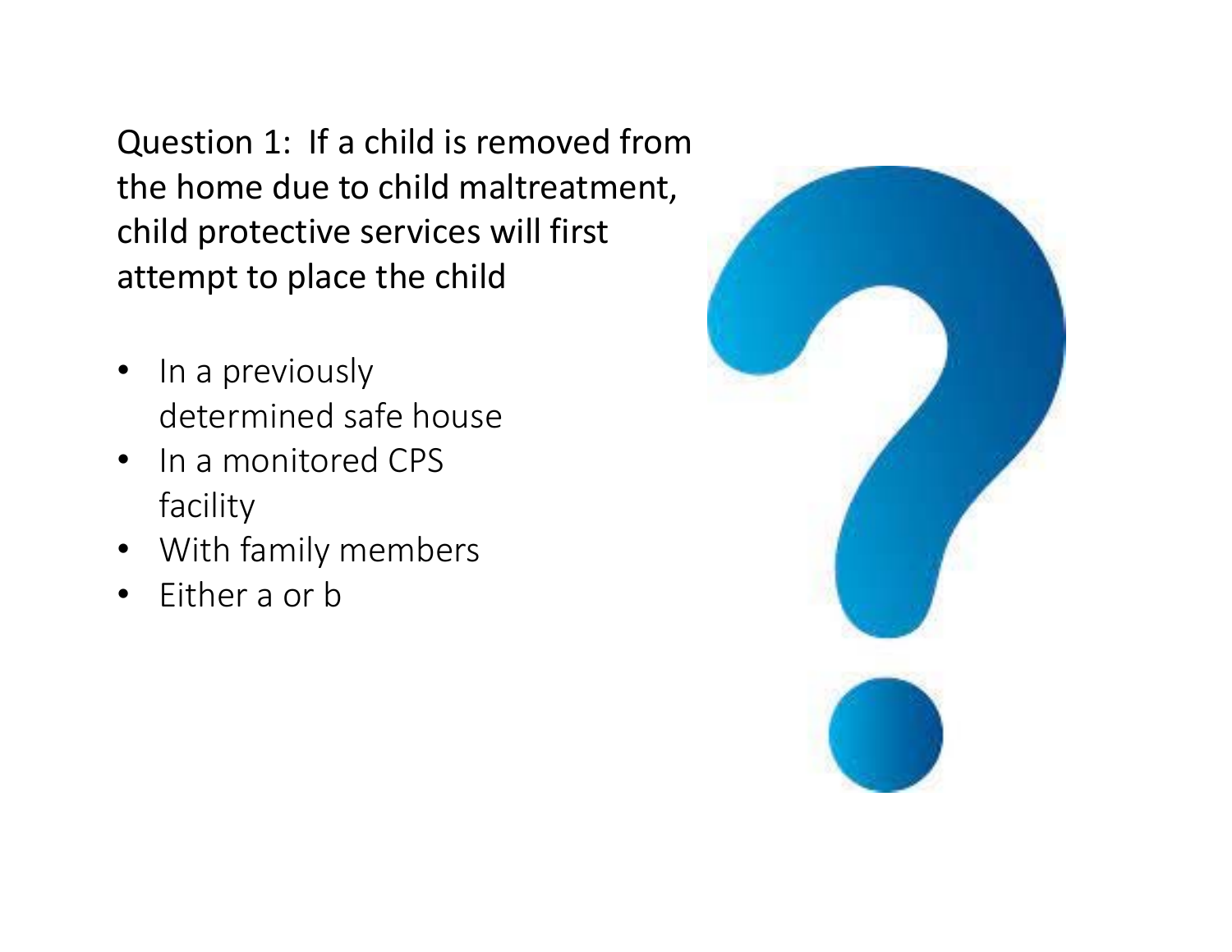Question 1: If a child is removed from the home due to child maltreatment, child protective services will first attempt to place the child

- In a previously determined safe house
- In a monitored CPS facility
- With family members
- Either a or b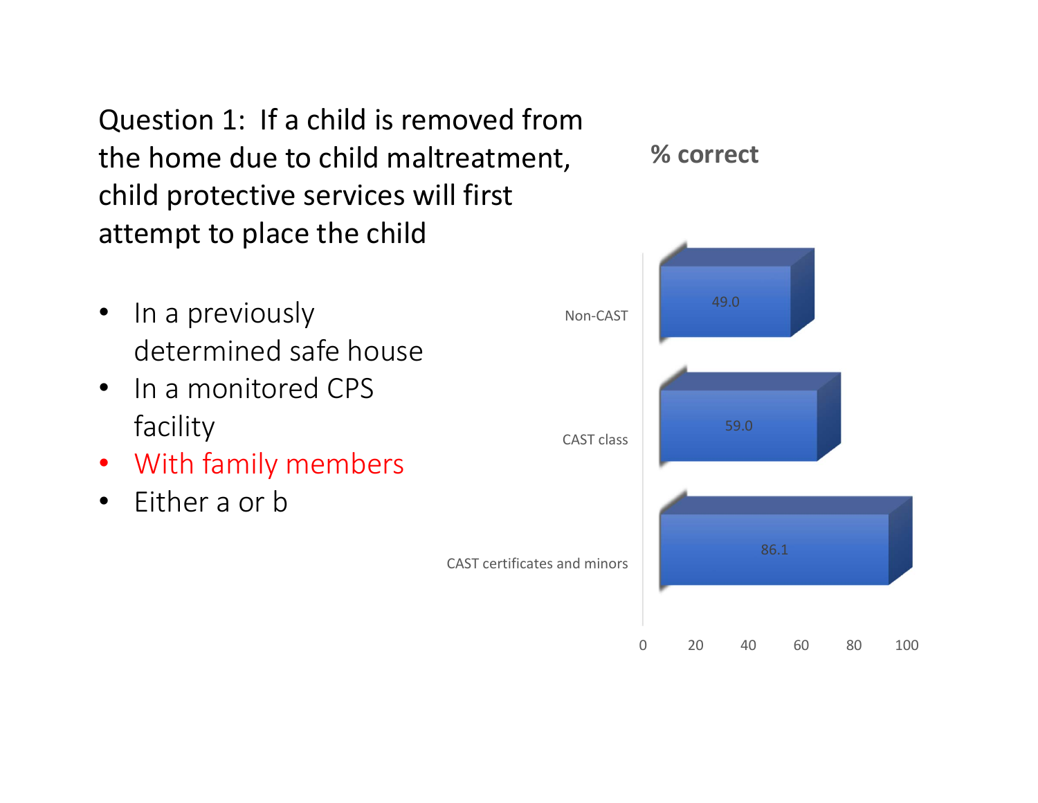Question 1: If a child is removed from the home due to child maltreatment, child protective services will first attempt to place the child

- In a previously determined safe house
- In a monitored CPS facility
- With family members
- Either a or b

**% correct**

| Group | % correct |
| --- | --- |
| Non-CAST | 49.0 |
| CAST class | 59.0 |
| CAST certificates and minors | 86.1 |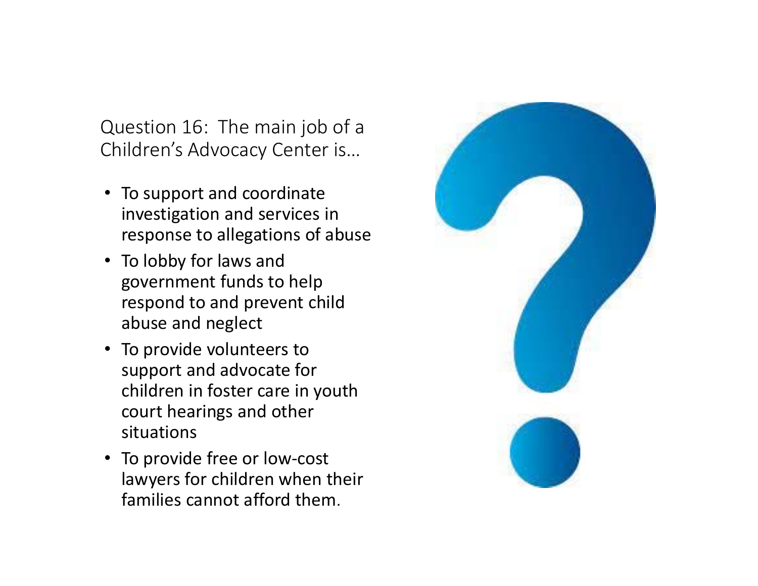Question 16: The main job of a Children's Advocacy Center is…

- To support and coordinate investigation and services in response to allegations of abuse
- To lobby for laws and government funds to help respond to and prevent child abuse and neglect
- To provide volunteers to support and advocate for children in foster care in youth court hearings and other situations
- To provide free or low-cost lawyers for children when their families cannot afford them.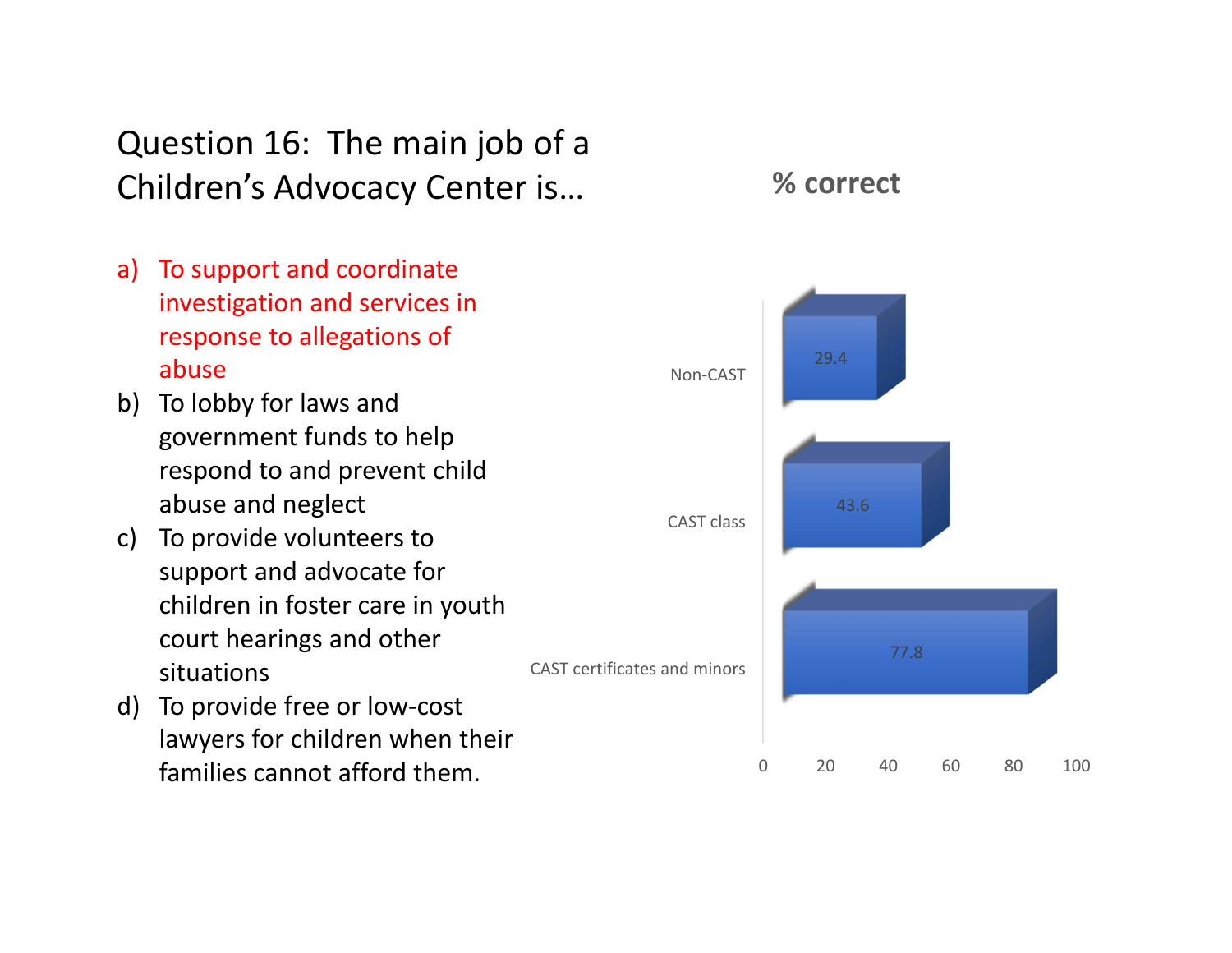## Question 16: The main job of a Children's Advocacy Center is…

a) To support and coordinate investigation and services in response to allegations of abuse
b) To lobby for laws and government funds to help respond to and prevent child abuse and neglect
c) To provide volunteers to support and advocate for children in foster care in youth court hearings and other situations
d) To provide free or low-cost lawyers for children when their families cannot afford them.

**% correct**

| Group | % correct |
|---|---|
| Non-CAST | 29.4 |
| CAST class | 43.6 |
| CAST certificates and minors | 77.8 |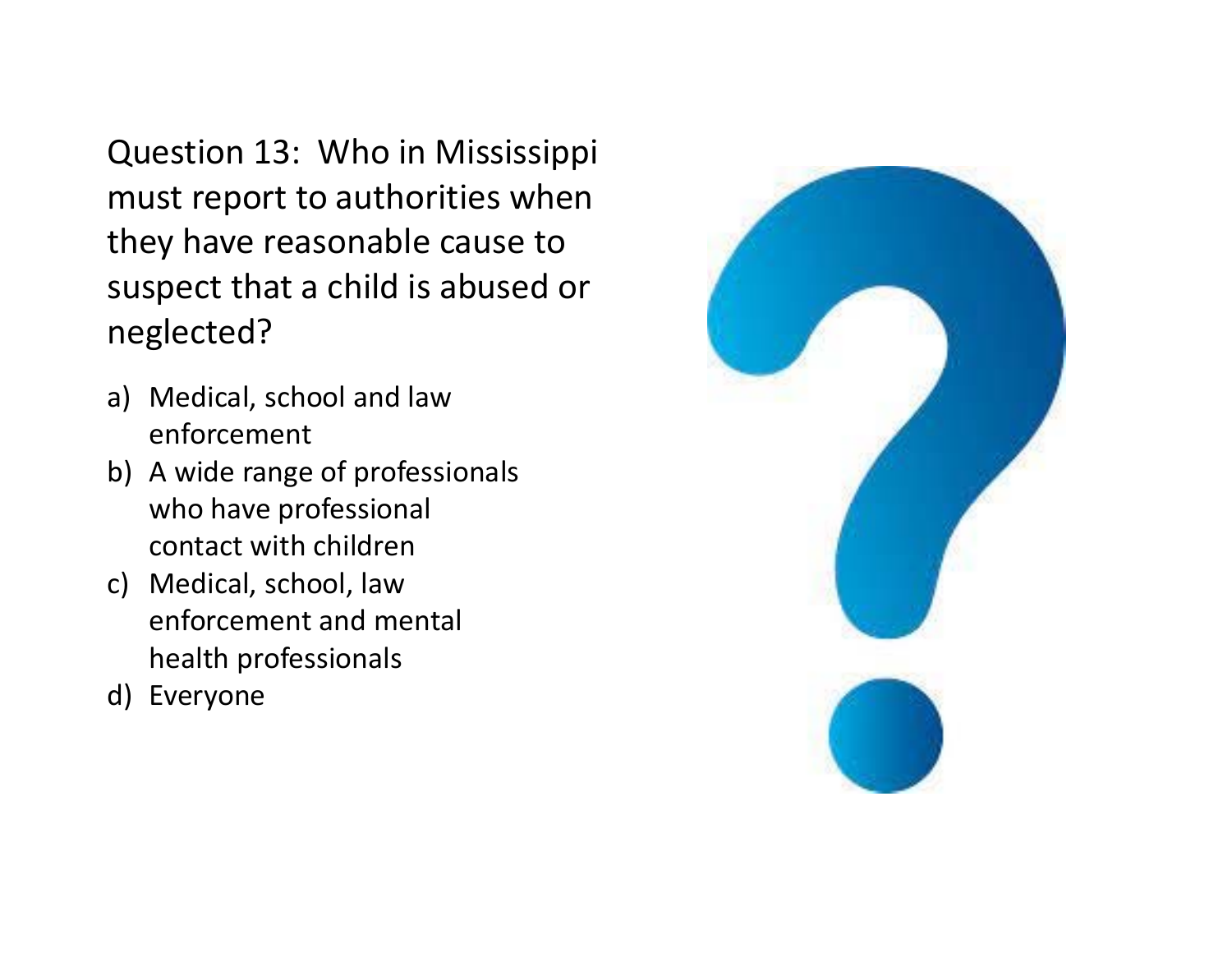Question 13: Who in Mississippi must report to authorities when they have reasonable cause to suspect that a child is abused or neglected?

a) Medical, school and law enforcement
b) A wide range of professionals who have professional contact with children
c) Medical, school, law enforcement and mental health professionals
d) Everyone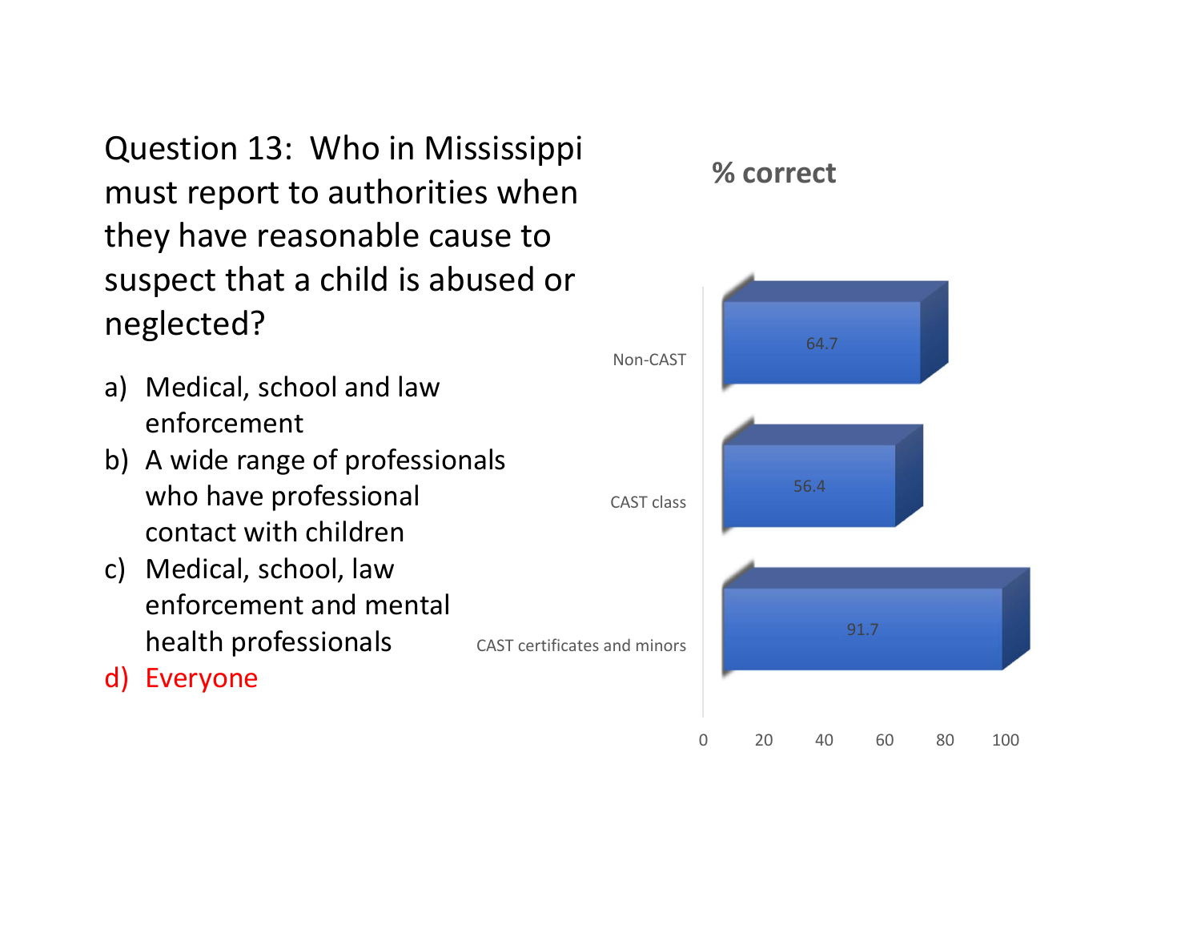Question 13: Who in Mississippi must report to authorities when they have reasonable cause to suspect that a child is abused or neglected?

a) Medical, school and law enforcement
b) A wide range of professionals who have professional contact with children
c) Medical, school, law enforcement and mental health professionals
d) Everyone

**% correct**

| Group | % correct |
|---|---|
| Non-CAST | 64.7 |
| CAST class | 56.4 |
| CAST certificates and minors | 91.7 |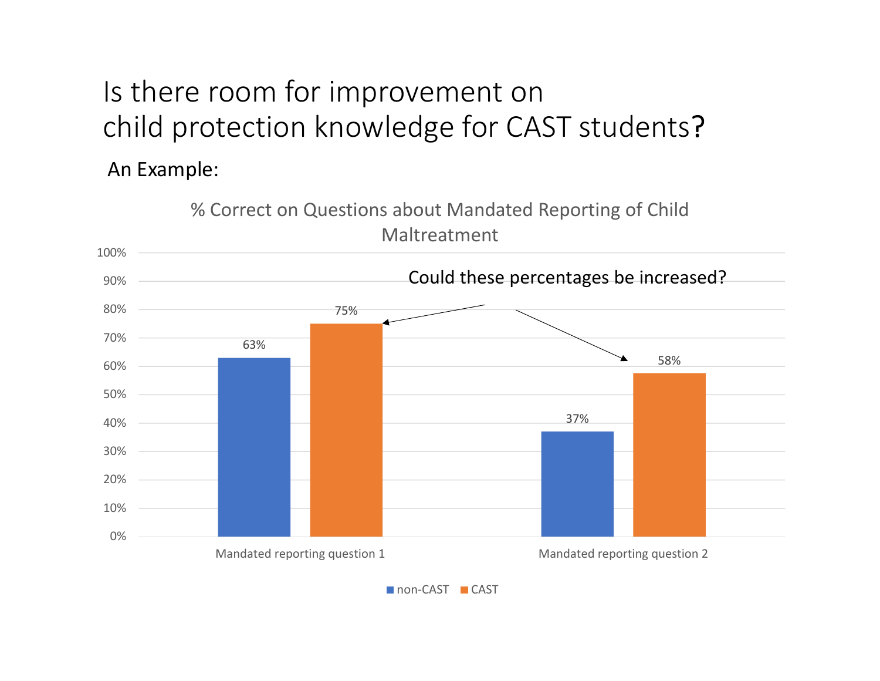# Is there room for improvement on child protection knowledge for CAST students?

An Example:

**% Correct on Questions about Mandated Reporting of Child Maltreatment**

Could these percentages be increased?

| | non-CAST | CAST |
|---|---|---|
| Mandated reporting question 1 | 63% | 75% |
| Mandated reporting question 2 | 37% | 58% |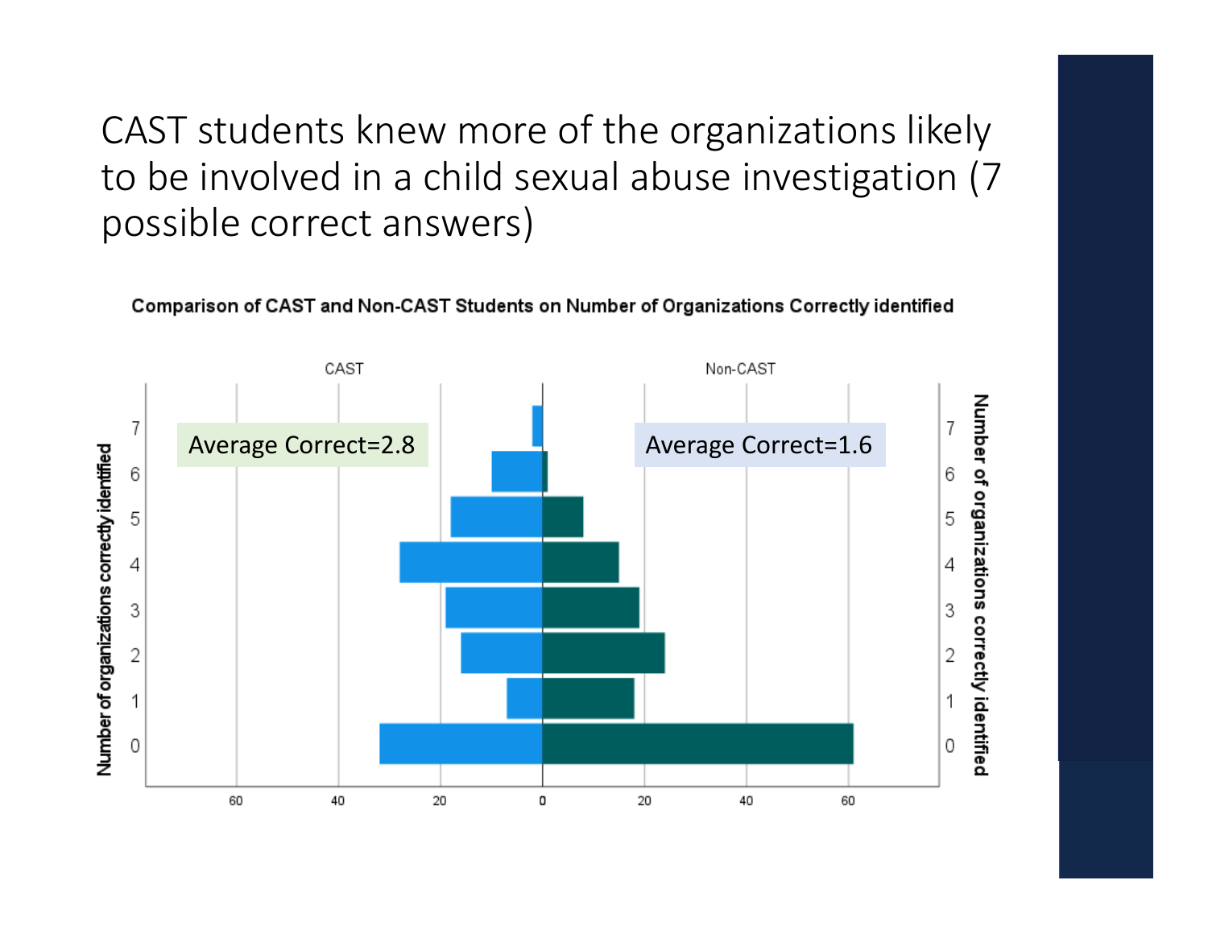# CAST students knew more of the organizations likely to be involved in a child sexual abuse investigation (7 possible correct answers)

**Comparison of CAST and Non-CAST Students on Number of Organizations Correctly identified**

CAST — Average Correct=2.8

Non-CAST — Average Correct=1.6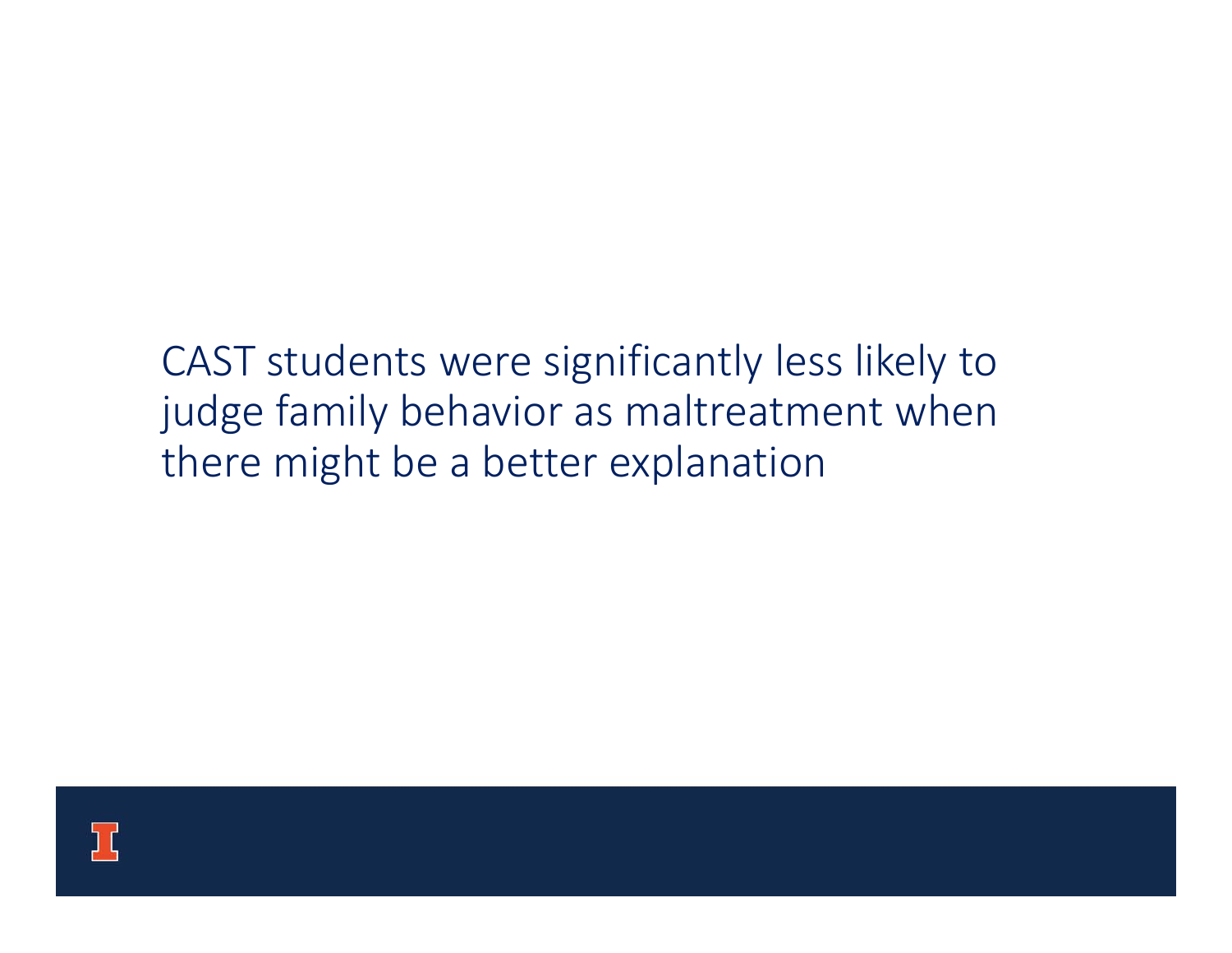CAST students were significantly less likely to judge family behavior as maltreatment when there might be a better explanation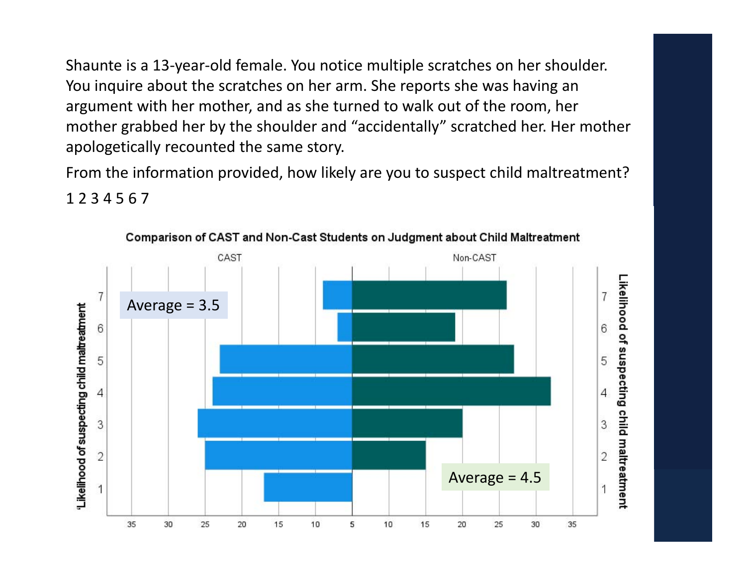Shaunte is a 13-year-old female. You notice multiple scratches on her shoulder. You inquire about the scratches on her arm. She reports she was having an argument with her mother, and as she turned to walk out of the room, her mother grabbed her by the shoulder and "accidentally" scratched her. Her mother apologetically recounted the same story.

From the information provided, how likely are you to suspect child maltreatment?

1 2 3 4 5 6 7

**Comparison of CAST and Non-Cast Students on Judgment about Child Maltreatment**

CAST: Average = 3.5

Non-CAST: Average = 4.5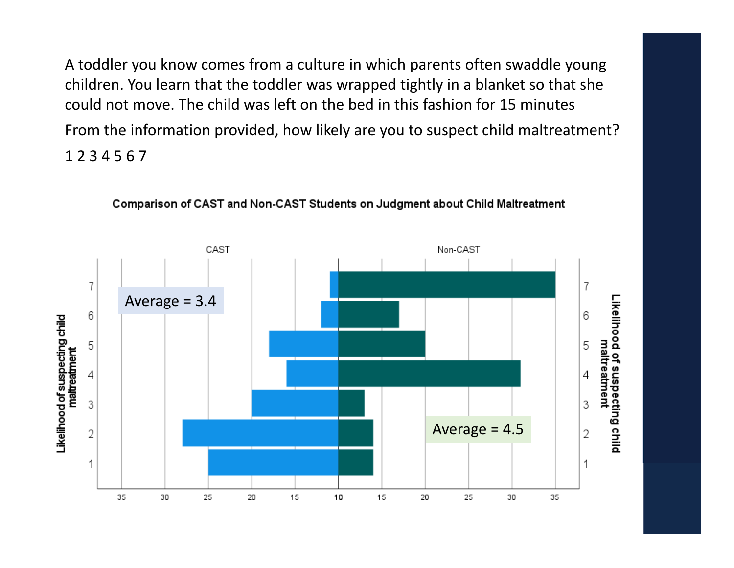A toddler you know comes from a culture in which parents often swaddle young children. You learn that the toddler was wrapped tightly in a blanket so that she could not move. The child was left on the bed in this fashion for 15 minutes

From the information provided, how likely are you to suspect child maltreatment?

1 2 3 4 5 6 7

**Comparison of CAST and Non-CAST Students on Judgment about Child Maltreatment**

CAST: Average = 3.4

Non-CAST: Average = 4.5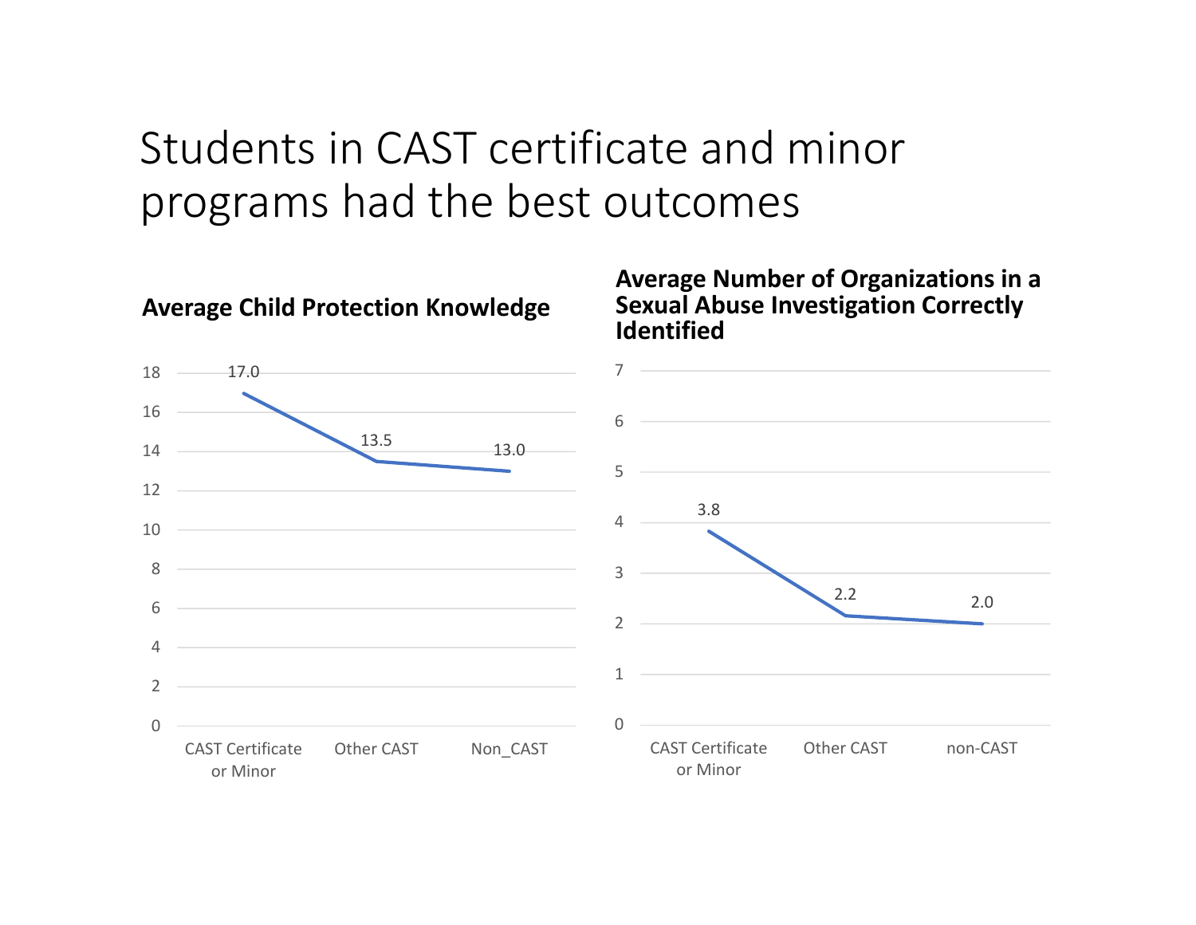# Students in CAST certificate and minor programs had the best outcomes

**Average Child Protection Knowledge**

| | Average Child Protection Knowledge |
|---|---|
| CAST Certificate or Minor | 17.0 |
| Other CAST | 13.5 |
| Non_CAST | 13.0 |

**Average Number of Organizations in a Sexual Abuse Investigation Correctly Identified**

| | Average Number of Organizations Correctly Identified |
|---|---|
| CAST Certificate or Minor | 3.8 |
| Other CAST | 2.2 |
| non-CAST | 2.0 |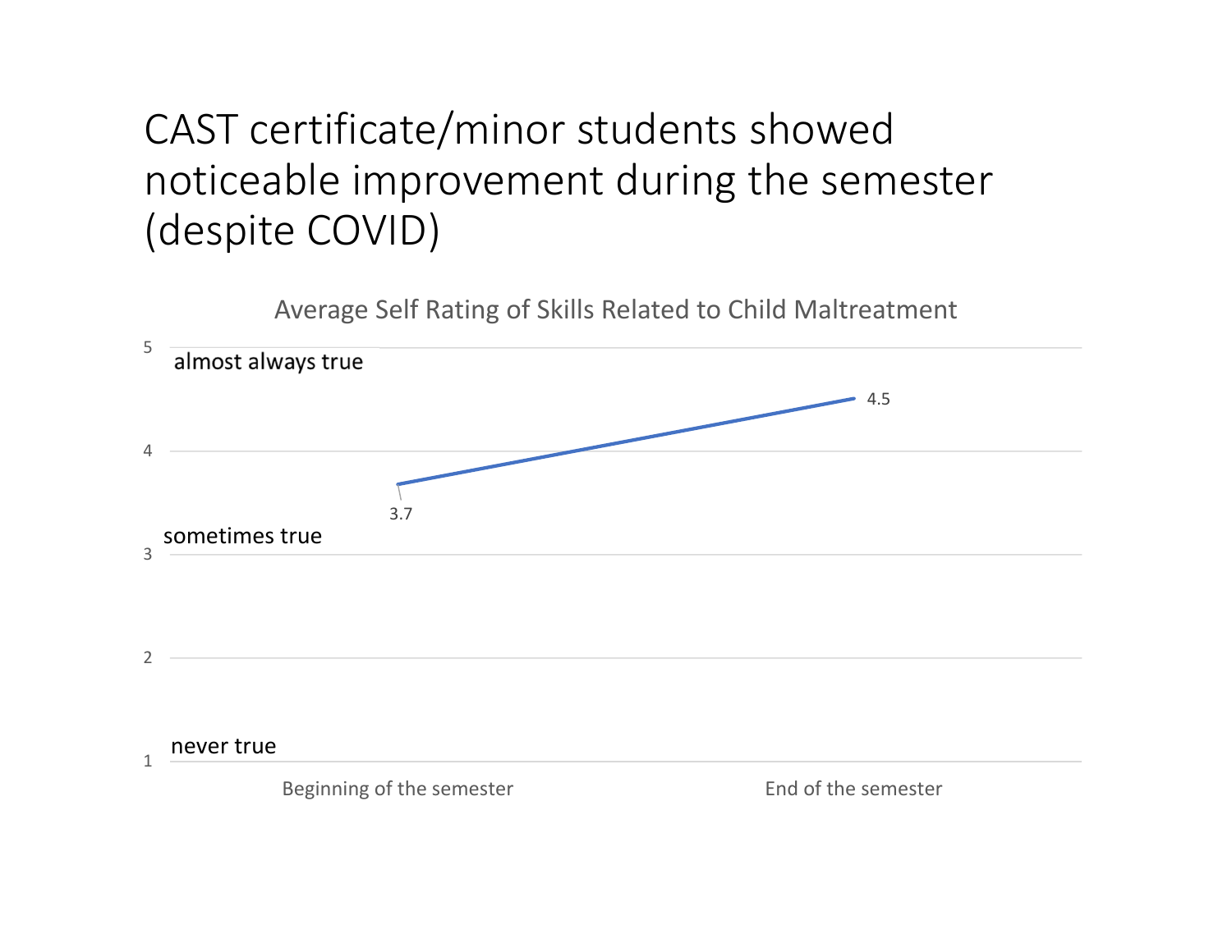# CAST certificate/minor students showed noticeable improvement during the semester (despite COVID)

**Average Self Rating of Skills Related to Child Maltreatment**

| Rating scale | |
|---|---|
| 5 | almost always true |
| 4 | |
| 3 | sometimes true |
| 2 | |
| 1 | never true |

| | Average Self Rating |
|---|---|
| Beginning of the semester | 3.7 |
| End of the semester | 4.5 |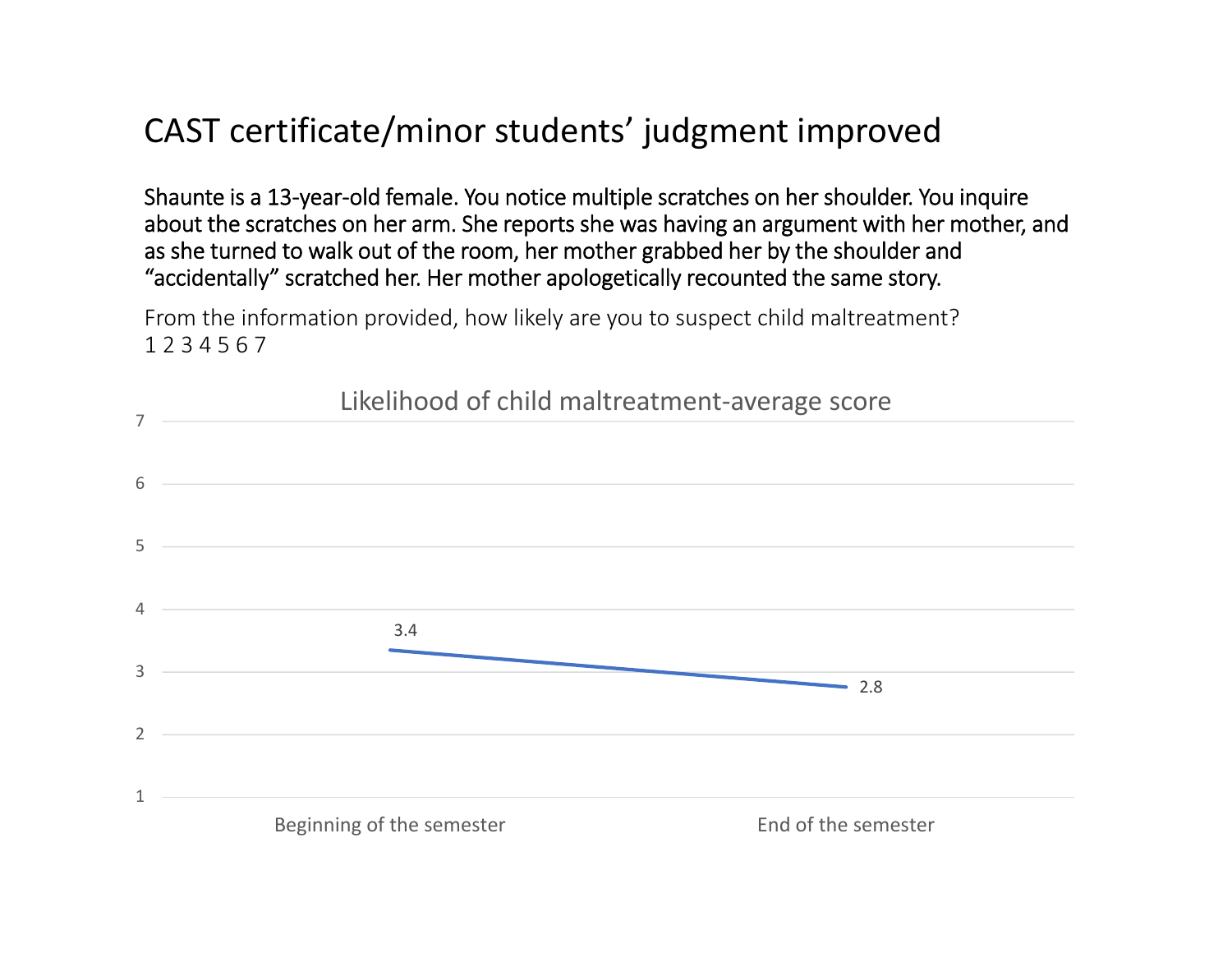# CAST certificate/minor students' judgment improved

Shaunte is a 13-year-old female. You notice multiple scratches on her shoulder. You inquire about the scratches on her arm. She reports she was having an argument with her mother, and as she turned to walk out of the room, her mother grabbed her by the shoulder and "accidentally" scratched her. Her mother apologetically recounted the same story.

From the information provided, how likely are you to suspect child maltreatment?
1 2 3 4 5 6 7

Likelihood of child maltreatment-average score

| | Beginning of the semester | End of the semester |
| --- | --- | --- |
| Average score | 3.4 | 2.8 |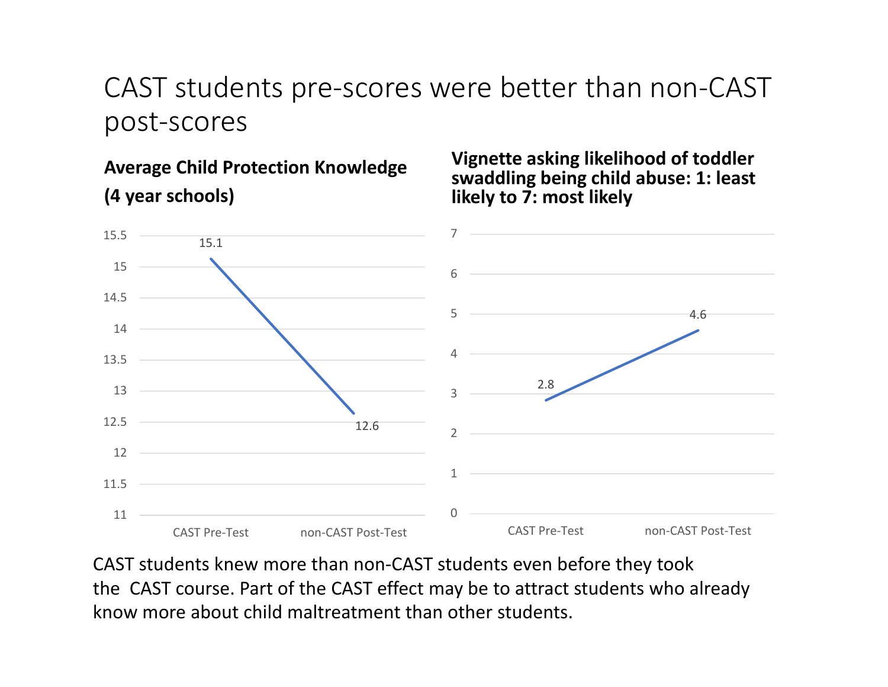# CAST students pre-scores were better than non-CAST post-scores

**Average Child Protection Knowledge (4 year schools)**

| | Score |
|---|---|
| CAST Pre-Test | 15.1 |
| non-CAST Post-Test | 12.6 |

**Vignette asking likelihood of toddler swaddling being child abuse: 1: least likely to 7: most likely**

| | Score |
|---|---|
| CAST Pre-Test | 2.8 |
| non-CAST Post-Test | 4.6 |

CAST students knew more than non-CAST students even before they took the CAST course. Part of the CAST effect may be to attract students who already know more about child maltreatment than other students.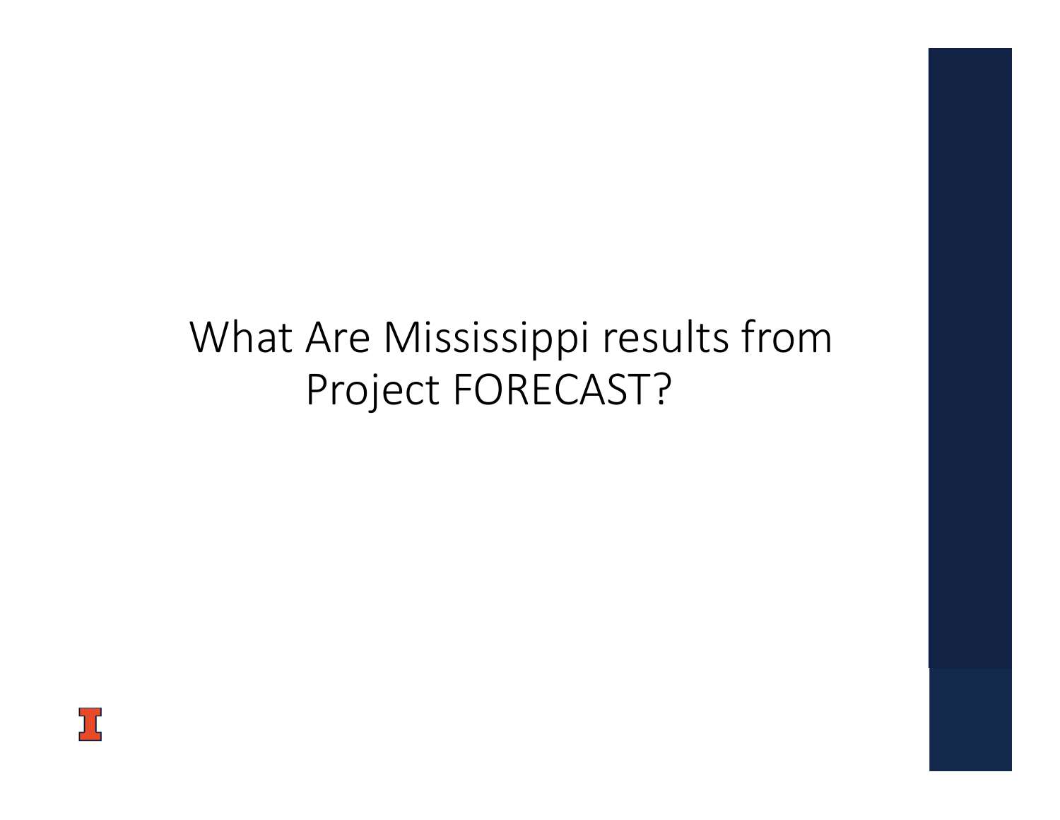# What Are Mississippi results from Project FORECAST?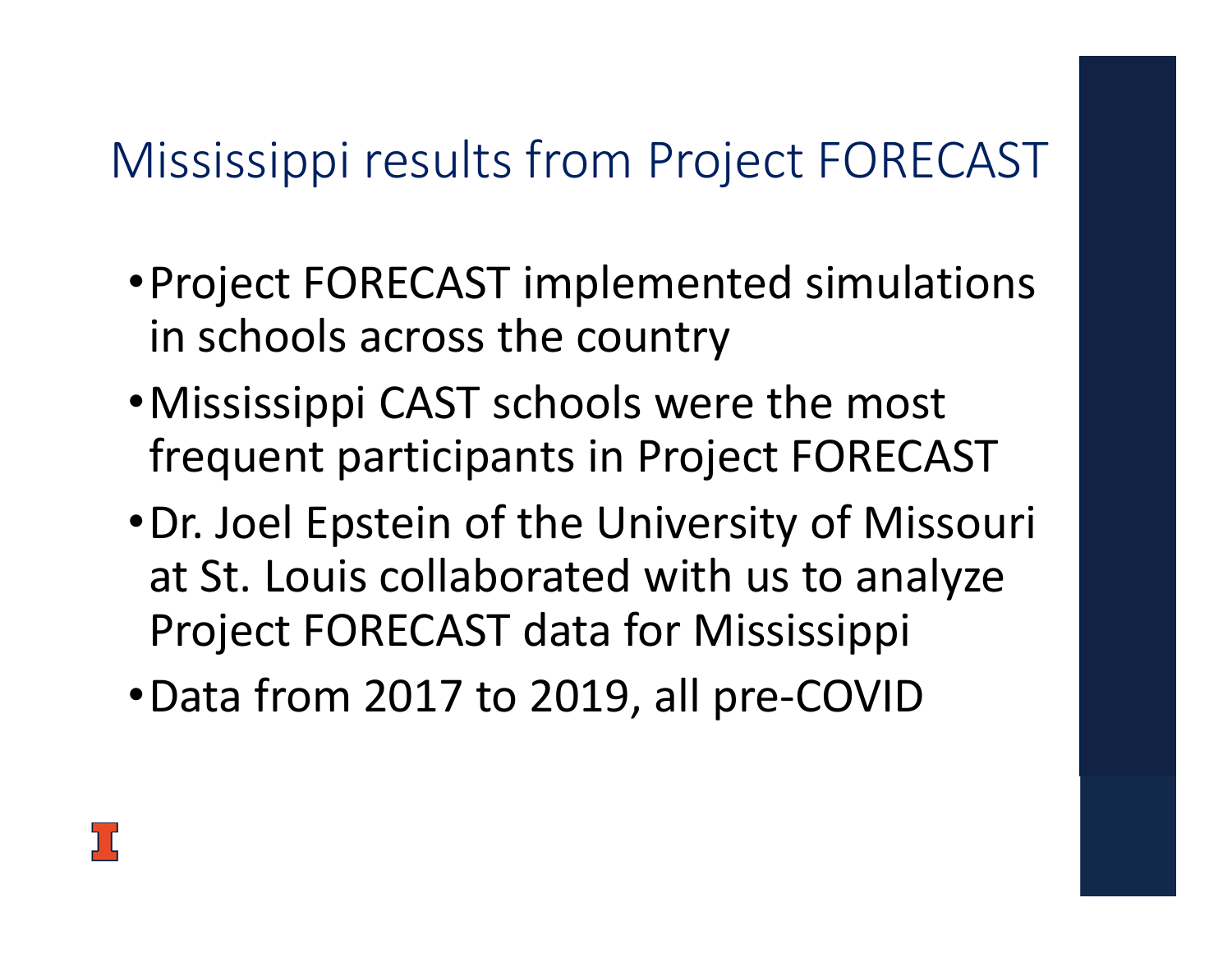# Mississippi results from Project FORECAST

- Project FORECAST implemented simulations in schools across the country
- Mississippi CAST schools were the most frequent participants in Project FORECAST
- Dr. Joel Epstein of the University of Missouri at St. Louis collaborated with us to analyze Project FORECAST data for Mississippi
- Data from 2017 to 2019, all pre-COVID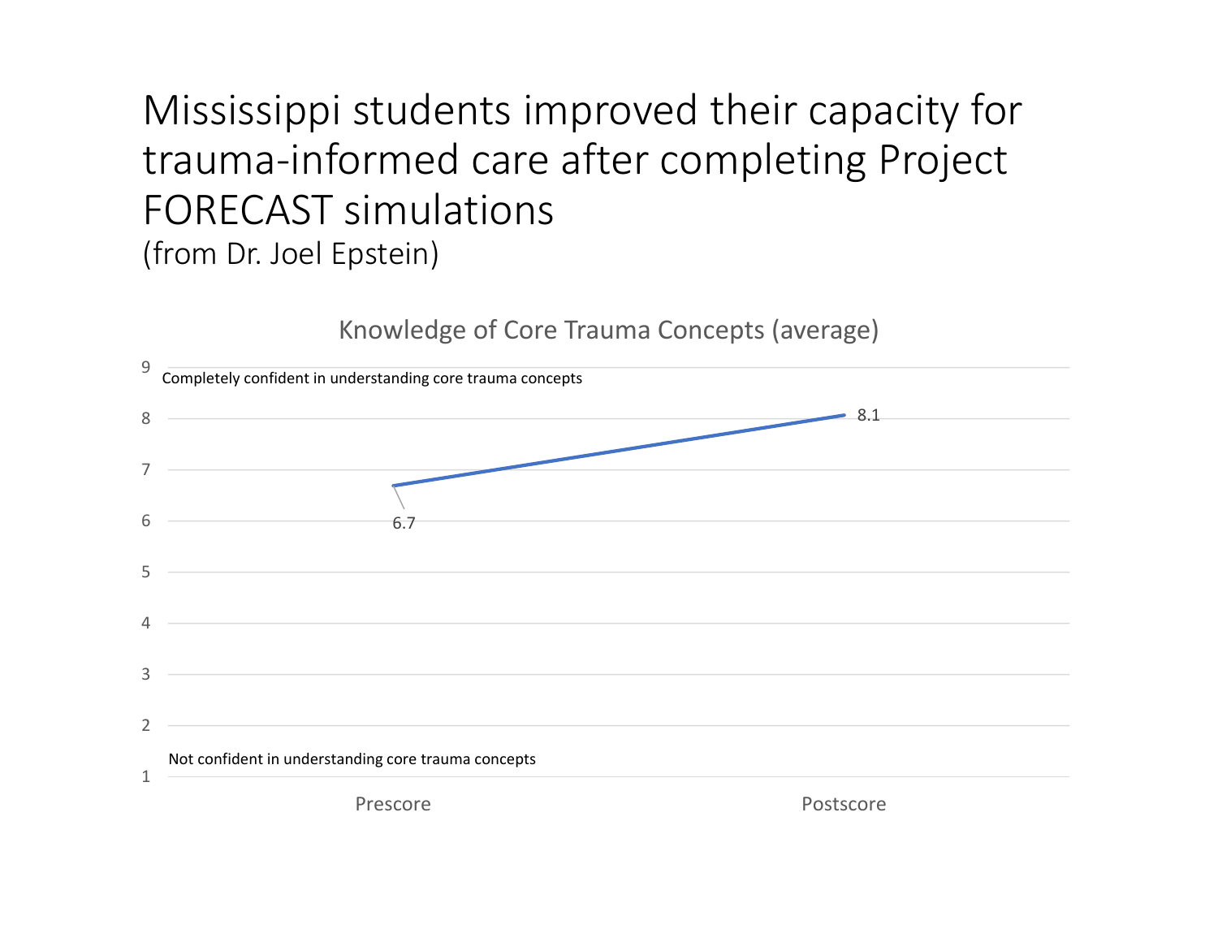# Mississippi students improved their capacity for trauma-informed care after completing Project FORECAST simulations

(from Dr. Joel Epstein)

Knowledge of Core Trauma Concepts (average)

Completely confident in understanding core trauma concepts

Not confident in understanding core trauma concepts

| | Prescore | Postscore |
|---|---|---|
| Knowledge of Core Trauma Concepts (average) | 6.7 | 8.1 |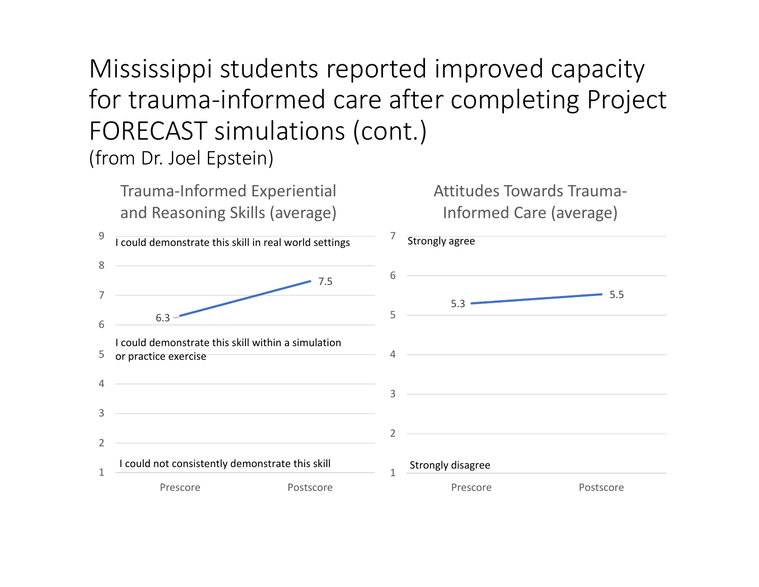# Mississippi students reported improved capacity for trauma-informed care after completing Project FORECAST simulations (cont.)

(from Dr. Joel Epstein)

### Trauma-Informed Experiential and Reasoning Skills (average)

Scale: 1 = I could not consistently demonstrate this skill; 5 = I could demonstrate this skill within a simulation or practice exercise; 9 = I could demonstrate this skill in real world settings

| | Prescore | Postscore |
|---|---|---|
| Average | 6.3 | 7.5 |

### Attitudes Towards Trauma-Informed Care (average)

Scale: 1 = Strongly disagree; 7 = Strongly agree

| | Prescore | Postscore |
|---|---|---|
| Average | 5.3 | 5.5 |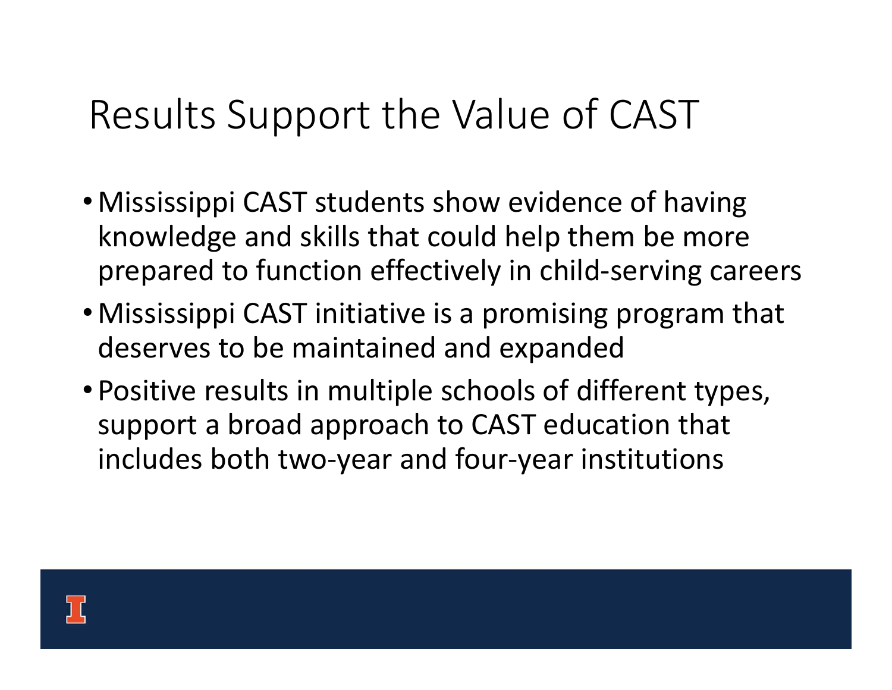# Results Support the Value of CAST

- Mississippi CAST students show evidence of having knowledge and skills that could help them be more prepared to function effectively in child-serving careers
- Mississippi CAST initiative is a promising program that deserves to be maintained and expanded
- Positive results in multiple schools of different types, support a broad approach to CAST education that includes both two-year and four-year institutions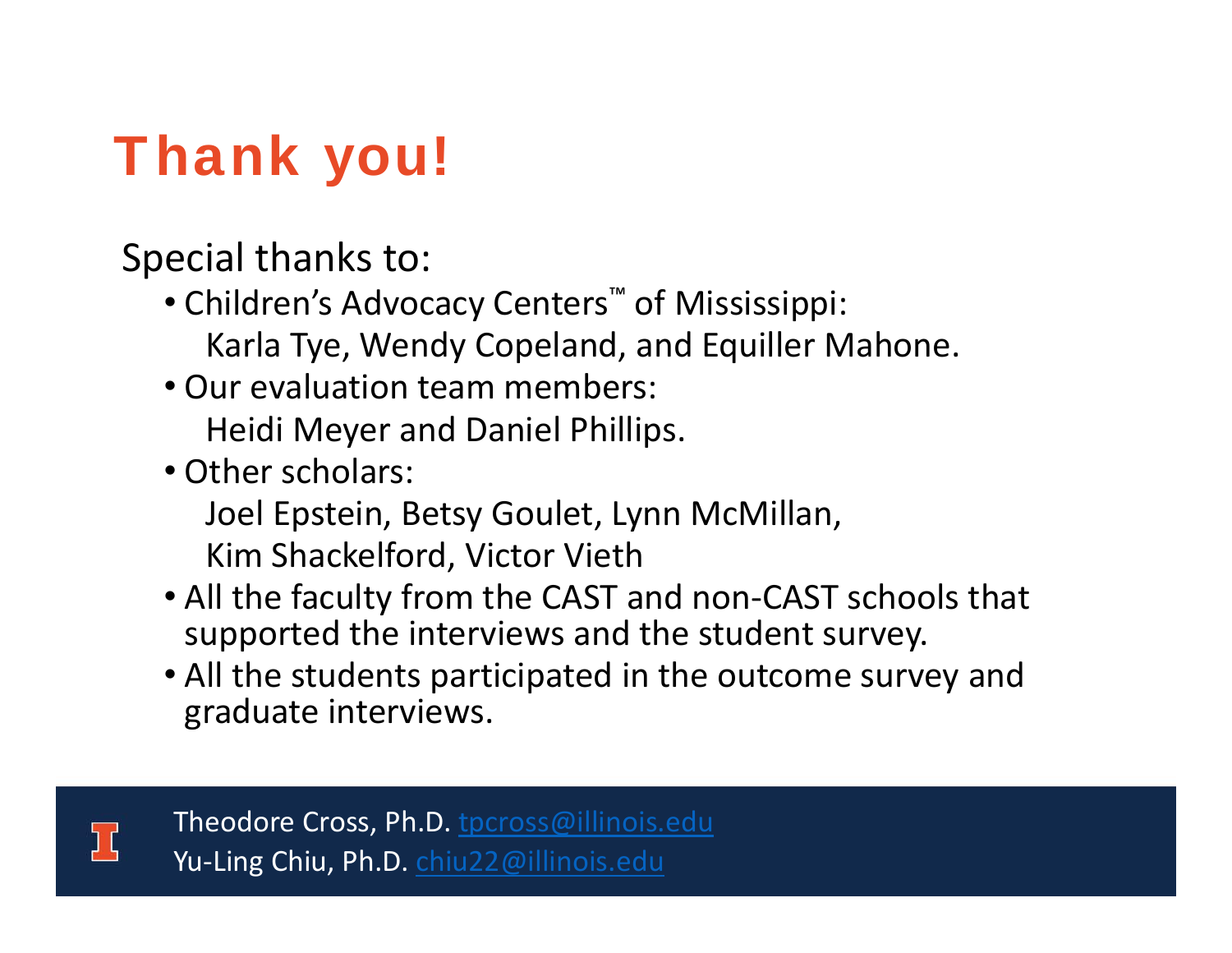# Thank you!

Special thanks to:

- Children's Advocacy Centers™ of Mississippi:
  Karla Tye, Wendy Copeland, and Equiller Mahone.
- Our evaluation team members:
  Heidi Meyer and Daniel Phillips.
- Other scholars:
  Joel Epstein, Betsy Goulet, Lynn McMillan,
  Kim Shackelford, Victor Vieth
- All the faculty from the CAST and non-CAST schools that supported the interviews and the student survey.
- All the students participated in the outcome survey and graduate interviews.

Theodore Cross, Ph.D. tpcross@illinois.edu
Yu-Ling Chiu, Ph.D. chiu22@illinois.edu